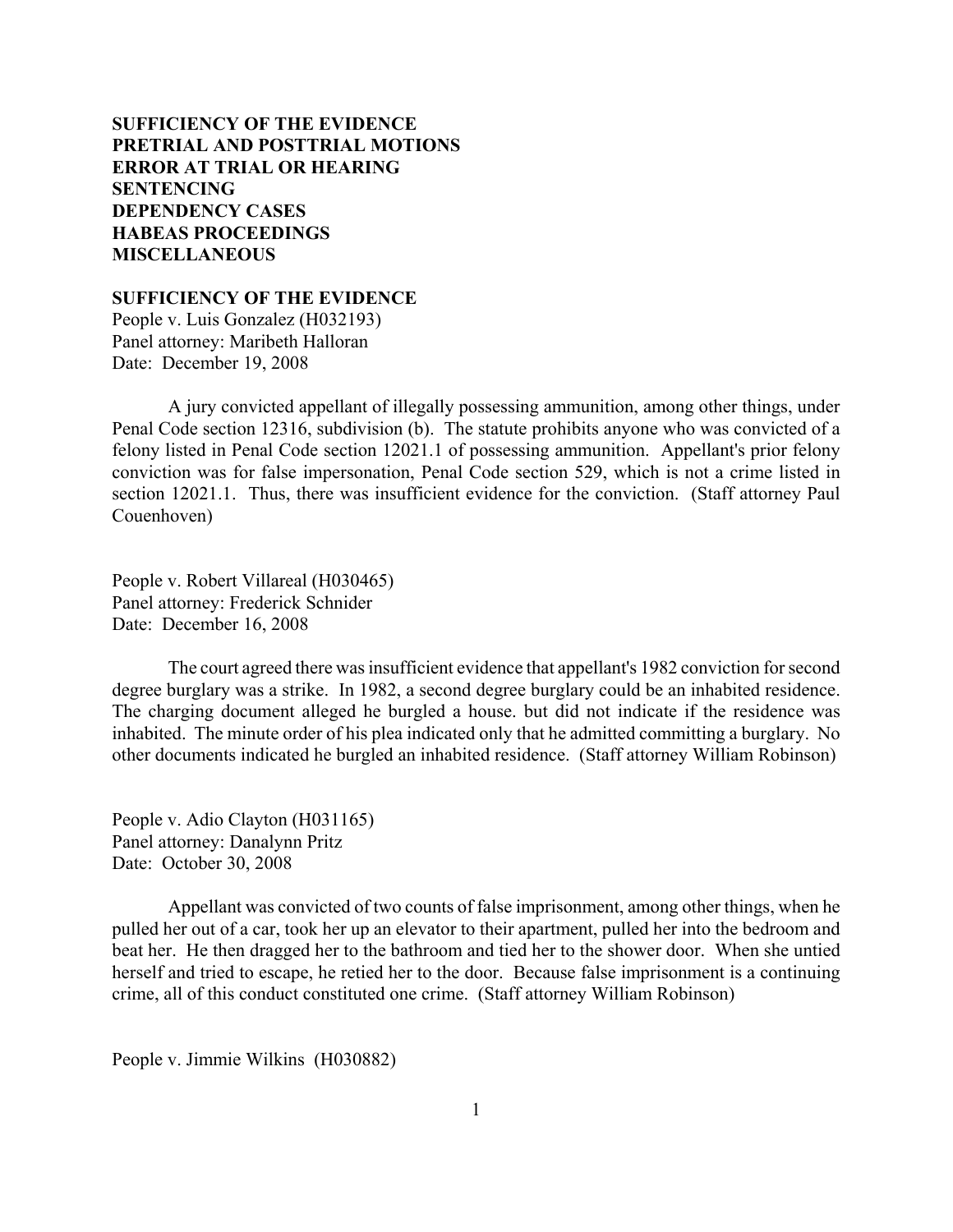**SUFFICIENCY OF THE EVIDENCE**
**PRETRIAL AND POSTTRIAL MOTIONS**
**ERROR AT TRIAL OR HEARING**
**SENTENCING**
**DEPENDENCY CASES**
**HABEAS PROCEEDINGS**
**MISCELLANEOUS**

## SUFFICIENCY OF THE EVIDENCE

People v. Luis Gonzalez (H032193)
Panel attorney: Maribeth Halloran
Date: December 19, 2008

A jury convicted appellant of illegally possessing ammunition, among other things, under Penal Code section 12316, subdivision (b). The statute prohibits anyone who was convicted of a felony listed in Penal Code section 12021.1 of possessing ammunition. Appellant's prior felony conviction was for false impersonation, Penal Code section 529, which is not a crime listed in section 12021.1. Thus, there was insufficient evidence for the conviction. (Staff attorney Paul Couenhoven)

People v. Robert Villareal (H030465)
Panel attorney: Frederick Schnider
Date: December 16, 2008

The court agreed there was insufficient evidence that appellant's 1982 conviction for second degree burglary was a strike. In 1982, a second degree burglary could be an inhabited residence. The charging document alleged he burgled a house. but did not indicate if the residence was inhabited. The minute order of his plea indicated only that he admitted committing a burglary. No other documents indicated he burgled an inhabited residence. (Staff attorney William Robinson)

People v. Adio Clayton (H031165)
Panel attorney: Danalynn Pritz
Date: October 30, 2008

Appellant was convicted of two counts of false imprisonment, among other things, when he pulled her out of a car, took her up an elevator to their apartment, pulled her into the bedroom and beat her. He then dragged her to the bathroom and tied her to the shower door. When she untied herself and tried to escape, he retied her to the door. Because false imprisonment is a continuing crime, all of this conduct constituted one crime. (Staff attorney William Robinson)

People v. Jimmie Wilkins (H030882)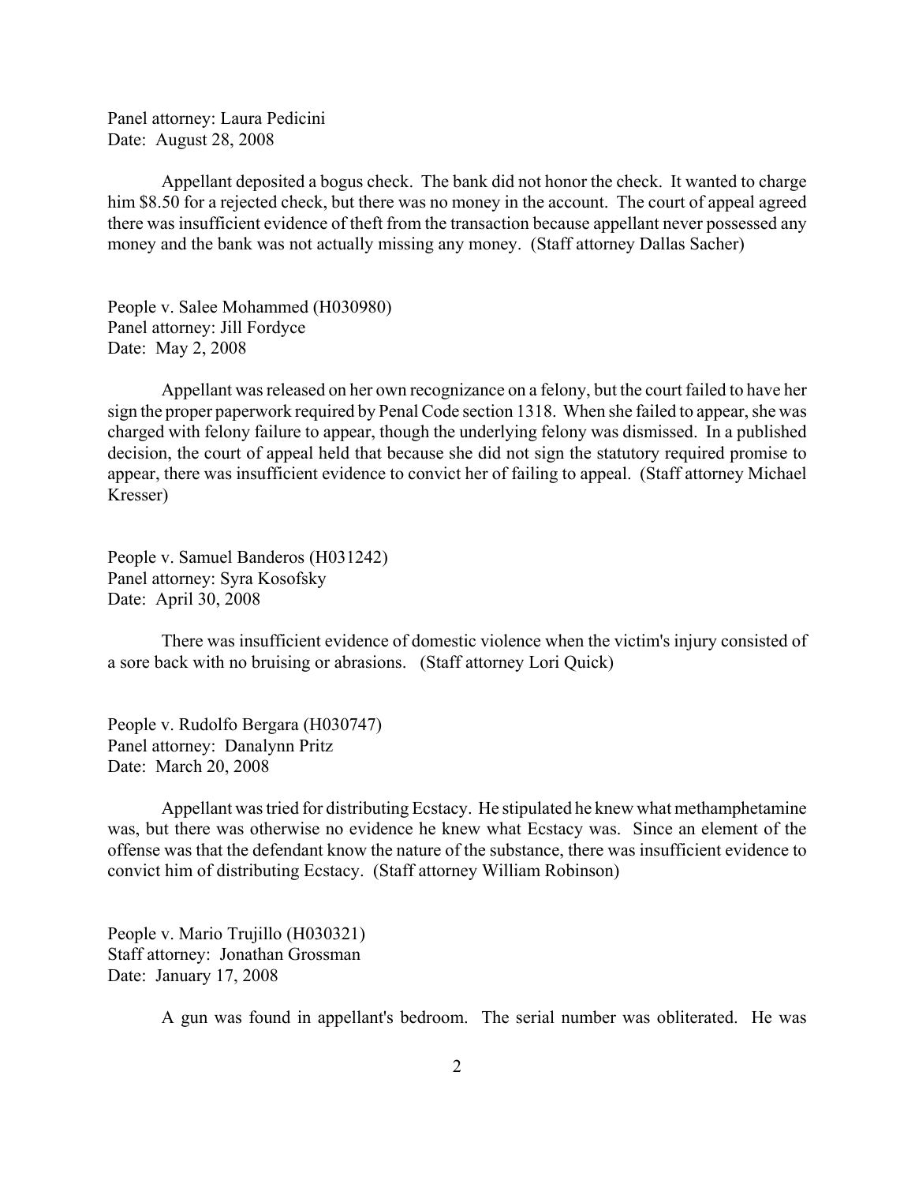Panel attorney: Laura Pedicini
Date: August 28, 2008

Appellant deposited a bogus check. The bank did not honor the check. It wanted to charge him $8.50 for a rejected check, but there was no money in the account. The court of appeal agreed there was insufficient evidence of theft from the transaction because appellant never possessed any money and the bank was not actually missing any money. (Staff attorney Dallas Sacher)

People v. Salee Mohammed (H030980)
Panel attorney: Jill Fordyce
Date: May 2, 2008

Appellant was released on her own recognizance on a felony, but the court failed to have her sign the proper paperwork required by Penal Code section 1318. When she failed to appear, she was charged with felony failure to appear, though the underlying felony was dismissed. In a published decision, the court of appeal held that because she did not sign the statutory required promise to appear, there was insufficient evidence to convict her of failing to appeal. (Staff attorney Michael Kresser)

People v. Samuel Banderos (H031242)
Panel attorney: Syra Kosofsky
Date: April 30, 2008

There was insufficient evidence of domestic violence when the victim's injury consisted of a sore back with no bruising or abrasions. (Staff attorney Lori Quick)

People v. Rudolfo Bergara (H030747)
Panel attorney: Danalynn Pritz
Date: March 20, 2008

Appellant was tried for distributing Ecstacy. He stipulated he knew what methamphetamine was, but there was otherwise no evidence he knew what Ecstacy was. Since an element of the offense was that the defendant know the nature of the substance, there was insufficient evidence to convict him of distributing Ecstacy. (Staff attorney William Robinson)

People v. Mario Trujillo (H030321)
Staff attorney: Jonathan Grossman
Date: January 17, 2008

A gun was found in appellant's bedroom. The serial number was obliterated. He was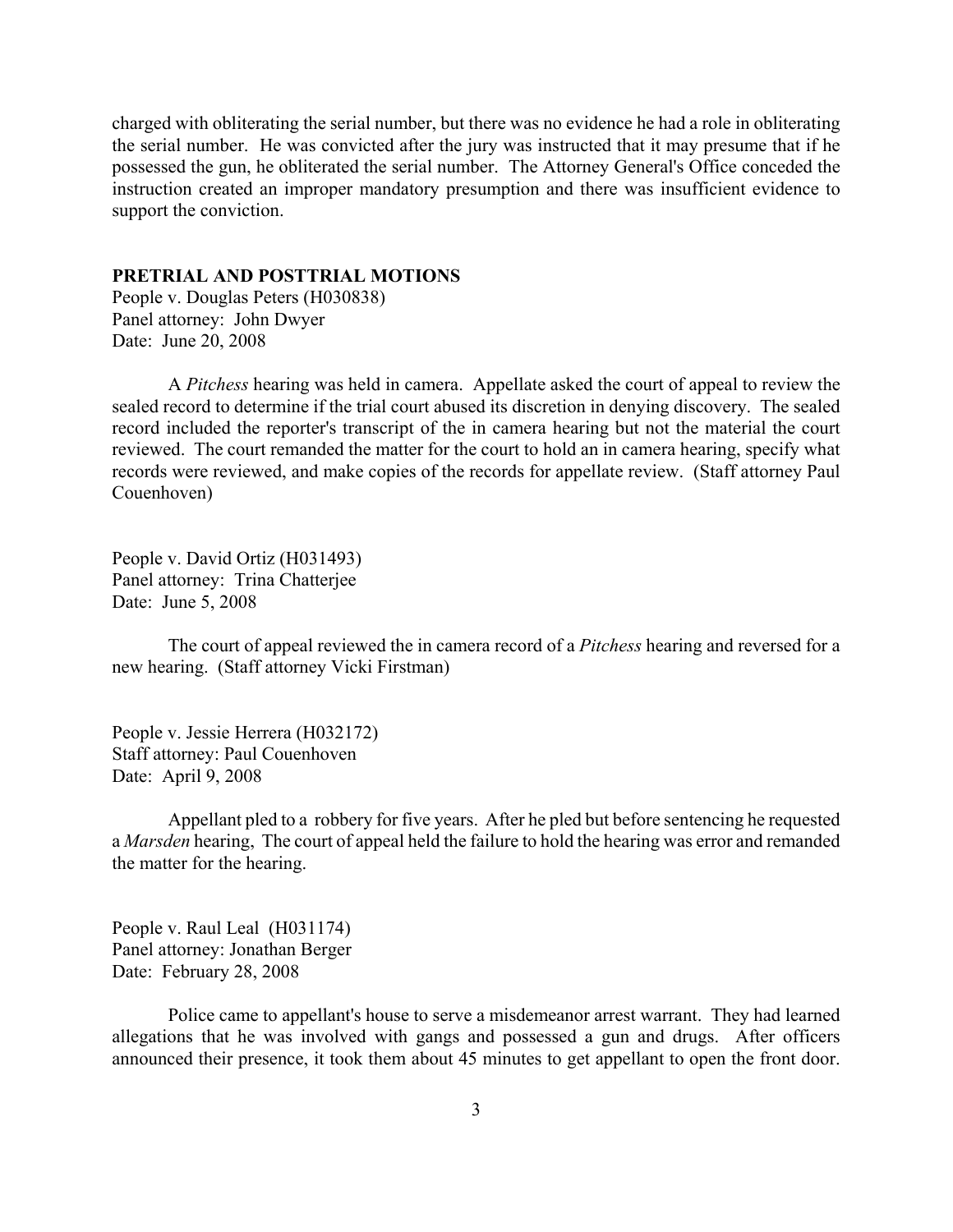charged with obliterating the serial number, but there was no evidence he had a role in obliterating the serial number. He was convicted after the jury was instructed that it may presume that if he possessed the gun, he obliterated the serial number. The Attorney General's Office conceded the instruction created an improper mandatory presumption and there was insufficient evidence to support the conviction.

**PRETRIAL AND POSTTRIAL MOTIONS**

People v. Douglas Peters (H030838)
Panel attorney: John Dwyer
Date: June 20, 2008

A *Pitchess* hearing was held in camera. Appellate asked the court of appeal to review the sealed record to determine if the trial court abused its discretion in denying discovery. The sealed record included the reporter's transcript of the in camera hearing but not the material the court reviewed. The court remanded the matter for the court to hold an in camera hearing, specify what records were reviewed, and make copies of the records for appellate review. (Staff attorney Paul Couenhoven)

People v. David Ortiz (H031493)
Panel attorney: Trina Chatterjee
Date: June 5, 2008

The court of appeal reviewed the in camera record of a *Pitchess* hearing and reversed for a new hearing. (Staff attorney Vicki Firstman)

People v. Jessie Herrera (H032172)
Staff attorney: Paul Couenhoven
Date: April 9, 2008

Appellant pled to a robbery for five years. After he pled but before sentencing he requested a *Marsden* hearing, The court of appeal held the failure to hold the hearing was error and remanded the matter for the hearing.

People v. Raul Leal (H031174)
Panel attorney: Jonathan Berger
Date: February 28, 2008

Police came to appellant's house to serve a misdemeanor arrest warrant. They had learned allegations that he was involved with gangs and possessed a gun and drugs. After officers announced their presence, it took them about 45 minutes to get appellant to open the front door.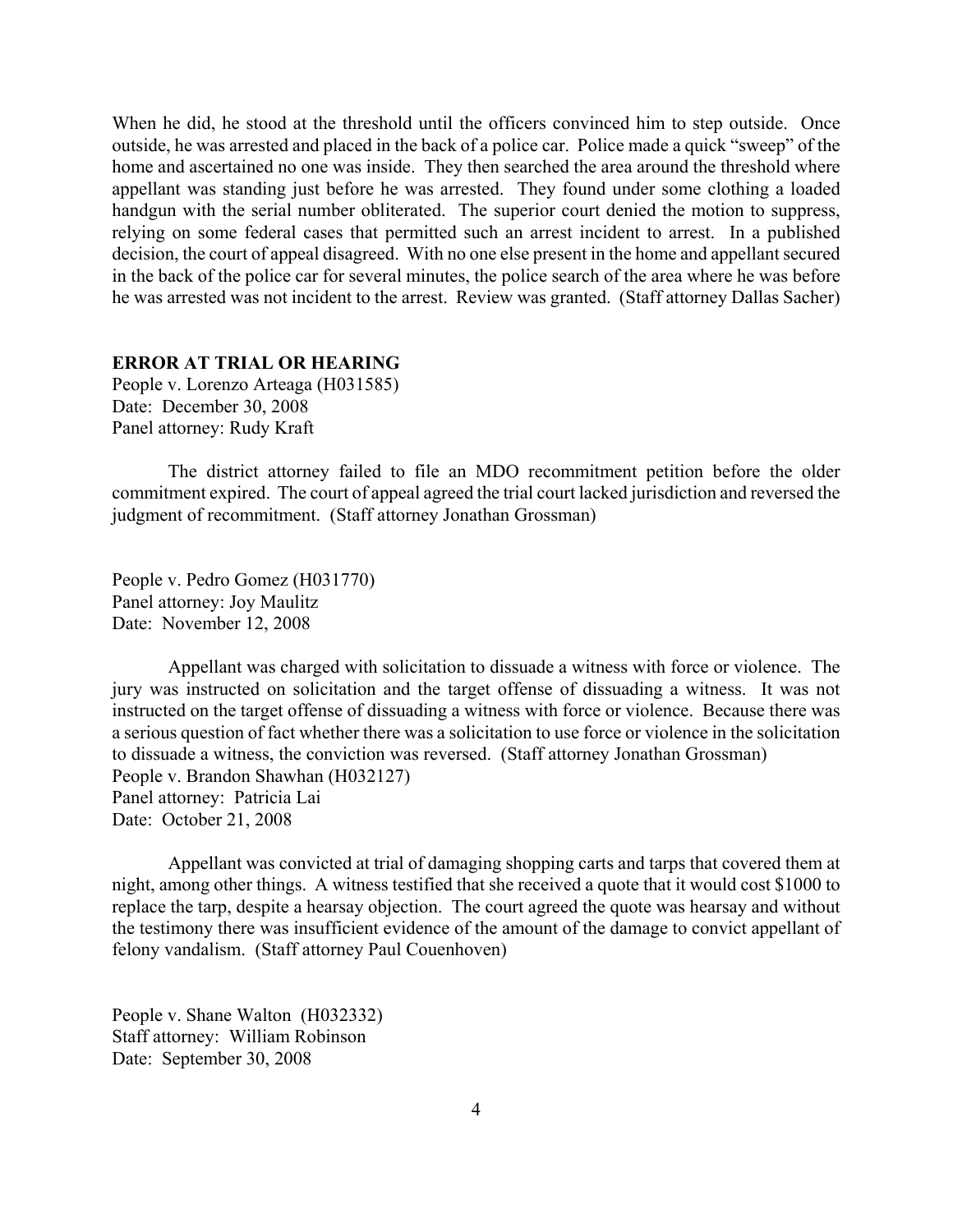When he did, he stood at the threshold until the officers convinced him to step outside. Once outside, he was arrested and placed in the back of a police car. Police made a quick "sweep" of the home and ascertained no one was inside. They then searched the area around the threshold where appellant was standing just before he was arrested. They found under some clothing a loaded handgun with the serial number obliterated. The superior court denied the motion to suppress, relying on some federal cases that permitted such an arrest incident to arrest. In a published decision, the court of appeal disagreed. With no one else present in the home and appellant secured in the back of the police car for several minutes, the police search of the area where he was before he was arrested was not incident to the arrest. Review was granted. (Staff attorney Dallas Sacher)

**ERROR AT TRIAL OR HEARING**

People v. Lorenzo Arteaga (H031585)
Date: December 30, 2008
Panel attorney: Rudy Kraft

The district attorney failed to file an MDO recommitment petition before the older commitment expired. The court of appeal agreed the trial court lacked jurisdiction and reversed the judgment of recommitment. (Staff attorney Jonathan Grossman)

People v. Pedro Gomez (H031770)
Panel attorney: Joy Maulitz
Date: November 12, 2008

Appellant was charged with solicitation to dissuade a witness with force or violence. The jury was instructed on solicitation and the target offense of dissuading a witness. It was not instructed on the target offense of dissuading a witness with force or violence. Because there was a serious question of fact whether there was a solicitation to use force or violence in the solicitation to dissuade a witness, the conviction was reversed. (Staff attorney Jonathan Grossman)

People v. Brandon Shawhan (H032127)
Panel attorney: Patricia Lai
Date: October 21, 2008

Appellant was convicted at trial of damaging shopping carts and tarps that covered them at night, among other things. A witness testified that she received a quote that it would cost $1000 to replace the tarp, despite a hearsay objection. The court agreed the quote was hearsay and without the testimony there was insufficient evidence of the amount of the damage to convict appellant of felony vandalism. (Staff attorney Paul Couenhoven)

People v. Shane Walton (H032332)
Staff attorney: William Robinson
Date: September 30, 2008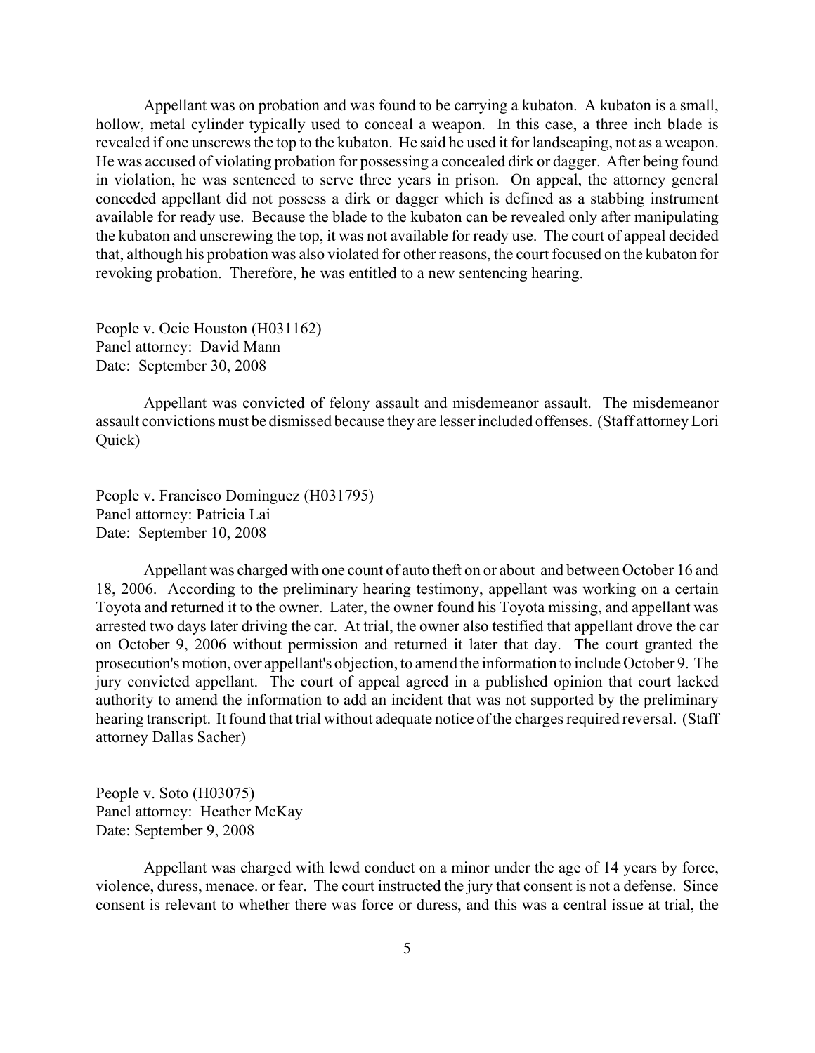Appellant was on probation and was found to be carrying a kubaton. A kubaton is a small, hollow, metal cylinder typically used to conceal a weapon. In this case, a three inch blade is revealed if one unscrews the top to the kubaton. He said he used it for landscaping, not as a weapon. He was accused of violating probation for possessing a concealed dirk or dagger. After being found in violation, he was sentenced to serve three years in prison. On appeal, the attorney general conceded appellant did not possess a dirk or dagger which is defined as a stabbing instrument available for ready use. Because the blade to the kubaton can be revealed only after manipulating the kubaton and unscrewing the top, it was not available for ready use. The court of appeal decided that, although his probation was also violated for other reasons, the court focused on the kubaton for revoking probation. Therefore, he was entitled to a new sentencing hearing.

People v. Ocie Houston (H031162)
Panel attorney: David Mann
Date: September 30, 2008

Appellant was convicted of felony assault and misdemeanor assault. The misdemeanor assault convictions must be dismissed because they are lesser included offenses. (Staff attorney Lori Quick)

People v. Francisco Dominguez (H031795)
Panel attorney: Patricia Lai
Date: September 10, 2008

Appellant was charged with one count of auto theft on or about and between October 16 and 18, 2006. According to the preliminary hearing testimony, appellant was working on a certain Toyota and returned it to the owner. Later, the owner found his Toyota missing, and appellant was arrested two days later driving the car. At trial, the owner also testified that appellant drove the car on October 9, 2006 without permission and returned it later that day. The court granted the prosecution's motion, over appellant's objection, to amend the information to include October 9. The jury convicted appellant. The court of appeal agreed in a published opinion that court lacked authority to amend the information to add an incident that was not supported by the preliminary hearing transcript. It found that trial without adequate notice of the charges required reversal. (Staff attorney Dallas Sacher)

People v. Soto (H03075)
Panel attorney: Heather McKay
Date: September 9, 2008

Appellant was charged with lewd conduct on a minor under the age of 14 years by force, violence, duress, menace. or fear. The court instructed the jury that consent is not a defense. Since consent is relevant to whether there was force or duress, and this was a central issue at trial, the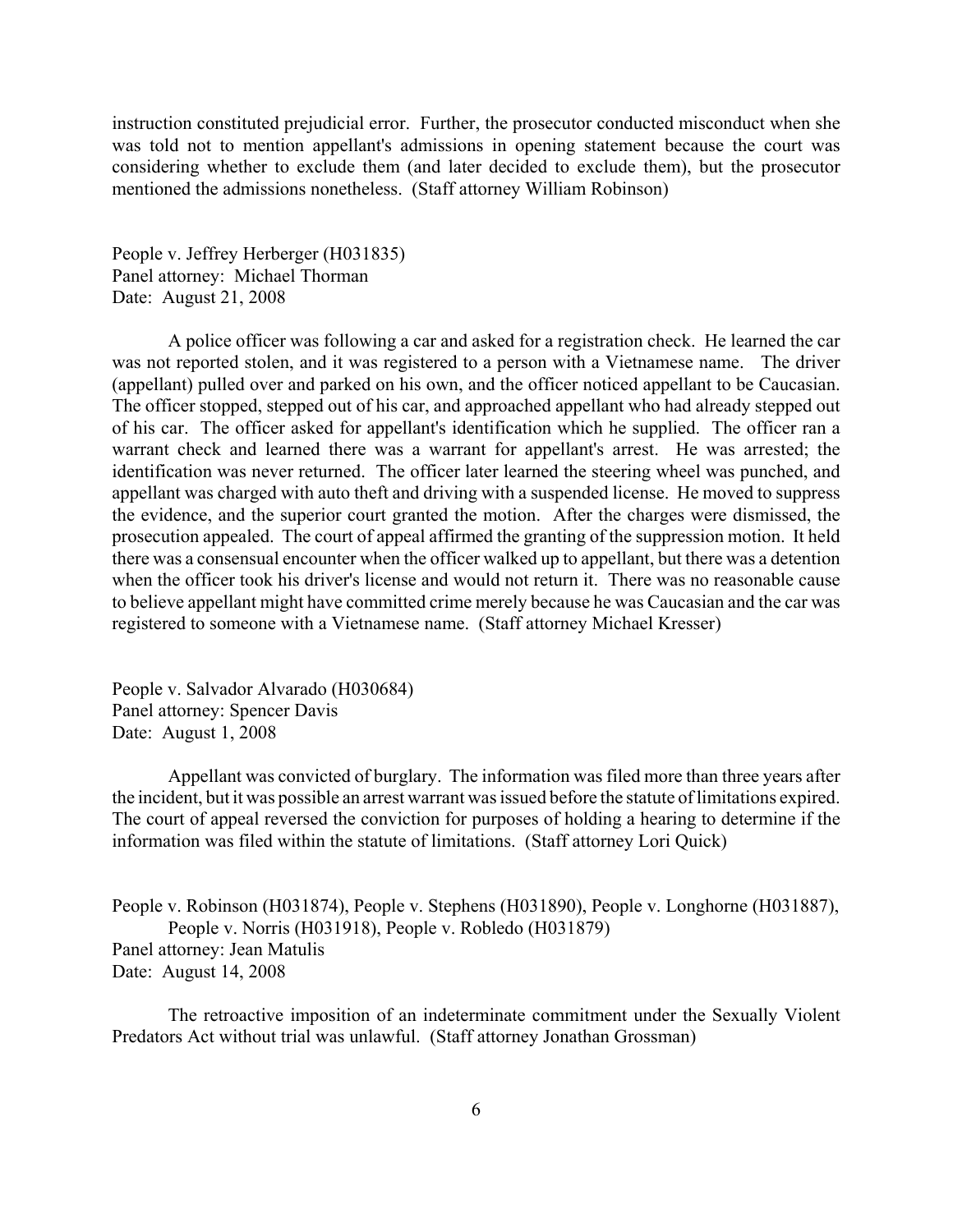instruction constituted prejudicial error. Further, the prosecutor conducted misconduct when she was told not to mention appellant's admissions in opening statement because the court was considering whether to exclude them (and later decided to exclude them), but the prosecutor mentioned the admissions nonetheless. (Staff attorney William Robinson)

People v. Jeffrey Herberger (H031835)
Panel attorney: Michael Thorman
Date: August 21, 2008

A police officer was following a car and asked for a registration check. He learned the car was not reported stolen, and it was registered to a person with a Vietnamese name. The driver (appellant) pulled over and parked on his own, and the officer noticed appellant to be Caucasian. The officer stopped, stepped out of his car, and approached appellant who had already stepped out of his car. The officer asked for appellant's identification which he supplied. The officer ran a warrant check and learned there was a warrant for appellant's arrest. He was arrested; the identification was never returned. The officer later learned the steering wheel was punched, and appellant was charged with auto theft and driving with a suspended license. He moved to suppress the evidence, and the superior court granted the motion. After the charges were dismissed, the prosecution appealed. The court of appeal affirmed the granting of the suppression motion. It held there was a consensual encounter when the officer walked up to appellant, but there was a detention when the officer took his driver's license and would not return it. There was no reasonable cause to believe appellant might have committed crime merely because he was Caucasian and the car was registered to someone with a Vietnamese name. (Staff attorney Michael Kresser)

People v. Salvador Alvarado (H030684)
Panel attorney: Spencer Davis
Date: August 1, 2008

Appellant was convicted of burglary. The information was filed more than three years after the incident, but it was possible an arrest warrant was issued before the statute of limitations expired. The court of appeal reversed the conviction for purposes of holding a hearing to determine if the information was filed within the statute of limitations. (Staff attorney Lori Quick)

People v. Robinson (H031874), People v. Stephens (H031890), People v. Longhorne (H031887), People v. Norris (H031918), People v. Robledo (H031879)
Panel attorney: Jean Matulis
Date: August 14, 2008

The retroactive imposition of an indeterminate commitment under the Sexually Violent Predators Act without trial was unlawful. (Staff attorney Jonathan Grossman)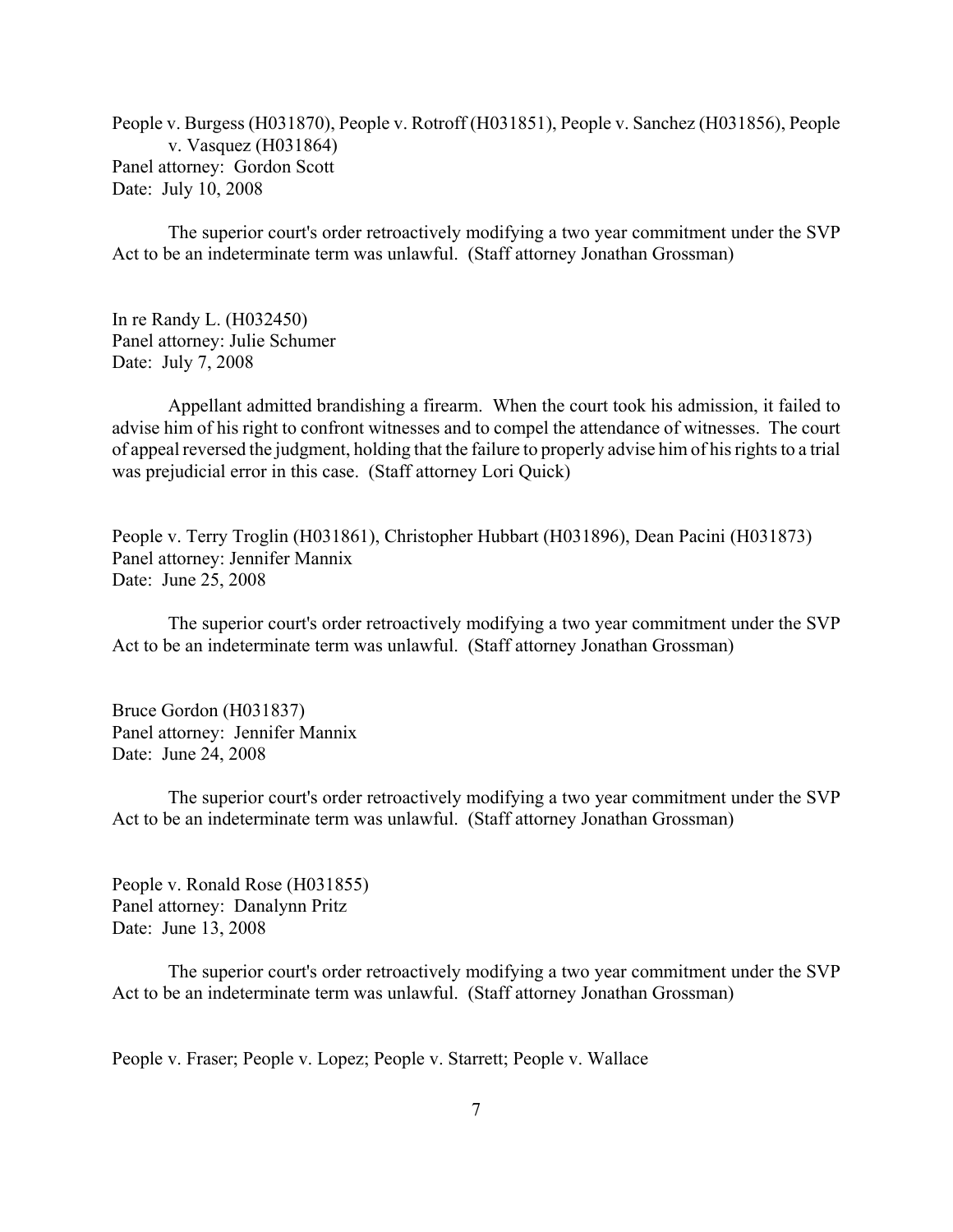People v. Burgess (H031870), People v. Rotroff (H031851), People v. Sanchez (H031856), People v. Vasquez (H031864)
Panel attorney: Gordon Scott
Date: July 10, 2008

The superior court's order retroactively modifying a two year commitment under the SVP Act to be an indeterminate term was unlawful. (Staff attorney Jonathan Grossman)

In re Randy L. (H032450)
Panel attorney: Julie Schumer
Date: July 7, 2008

Appellant admitted brandishing a firearm. When the court took his admission, it failed to advise him of his right to confront witnesses and to compel the attendance of witnesses. The court of appeal reversed the judgment, holding that the failure to properly advise him of his rights to a trial was prejudicial error in this case. (Staff attorney Lori Quick)

People v. Terry Troglin (H031861), Christopher Hubbart (H031896), Dean Pacini (H031873)
Panel attorney: Jennifer Mannix
Date: June 25, 2008

The superior court's order retroactively modifying a two year commitment under the SVP Act to be an indeterminate term was unlawful. (Staff attorney Jonathan Grossman)

Bruce Gordon (H031837)
Panel attorney: Jennifer Mannix
Date: June 24, 2008

The superior court's order retroactively modifying a two year commitment under the SVP Act to be an indeterminate term was unlawful. (Staff attorney Jonathan Grossman)

People v. Ronald Rose (H031855)
Panel attorney: Danalynn Pritz
Date: June 13, 2008

The superior court's order retroactively modifying a two year commitment under the SVP Act to be an indeterminate term was unlawful. (Staff attorney Jonathan Grossman)

People v. Fraser; People v. Lopez; People v. Starrett; People v. Wallace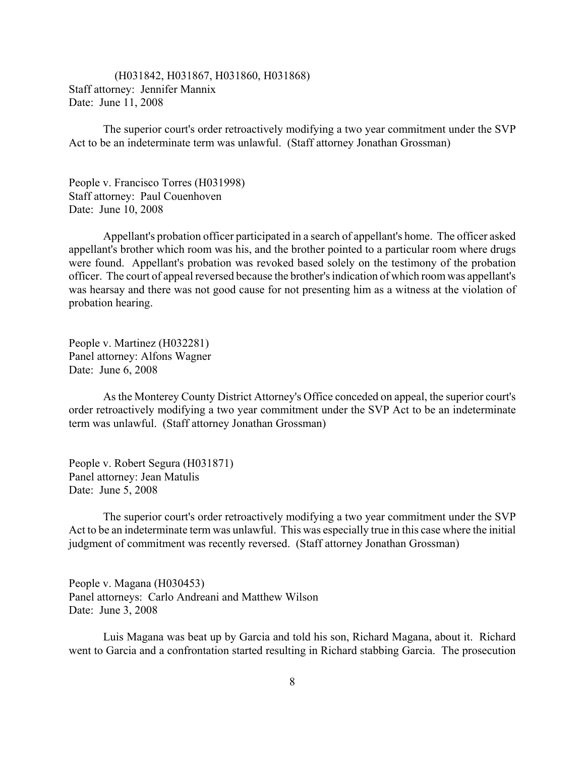(H031842, H031867, H031860, H031868)
Staff attorney: Jennifer Mannix
Date: June 11, 2008

The superior court's order retroactively modifying a two year commitment under the SVP Act to be an indeterminate term was unlawful. (Staff attorney Jonathan Grossman)

People v. Francisco Torres (H031998)
Staff attorney: Paul Couenhoven
Date: June 10, 2008

Appellant's probation officer participated in a search of appellant's home. The officer asked appellant's brother which room was his, and the brother pointed to a particular room where drugs were found. Appellant's probation was revoked based solely on the testimony of the probation officer. The court of appeal reversed because the brother's indication of which room was appellant's was hearsay and there was not good cause for not presenting him as a witness at the violation of probation hearing.

People v. Martinez (H032281)
Panel attorney: Alfons Wagner
Date: June 6, 2008

As the Monterey County District Attorney's Office conceded on appeal, the superior court's order retroactively modifying a two year commitment under the SVP Act to be an indeterminate term was unlawful. (Staff attorney Jonathan Grossman)

People v. Robert Segura (H031871)
Panel attorney: Jean Matulis
Date: June 5, 2008

The superior court's order retroactively modifying a two year commitment under the SVP Act to be an indeterminate term was unlawful. This was especially true in this case where the initial judgment of commitment was recently reversed. (Staff attorney Jonathan Grossman)

People v. Magana (H030453)
Panel attorneys: Carlo Andreani and Matthew Wilson
Date: June 3, 2008

Luis Magana was beat up by Garcia and told his son, Richard Magana, about it. Richard went to Garcia and a confrontation started resulting in Richard stabbing Garcia. The prosecution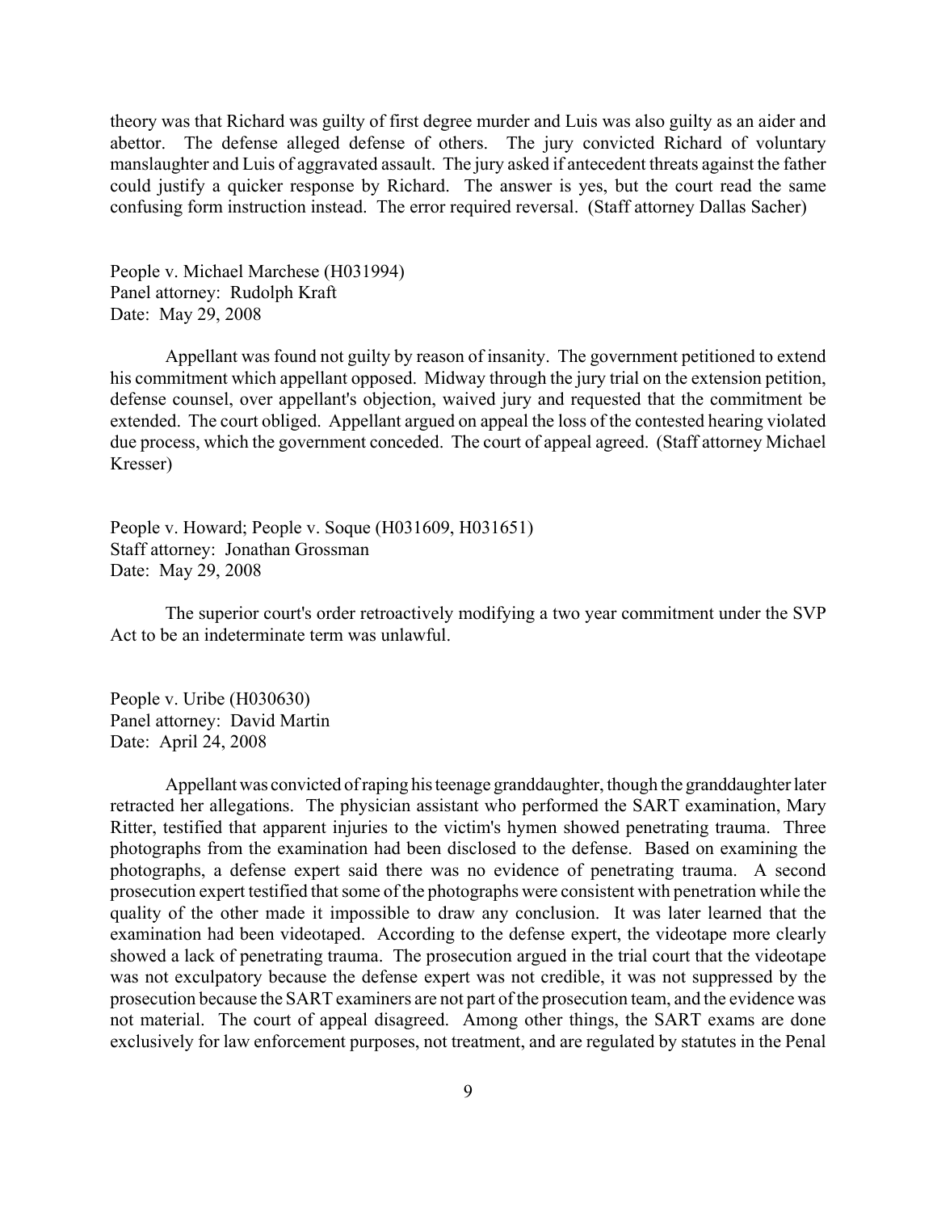theory was that Richard was guilty of first degree murder and Luis was also guilty as an aider and abettor. The defense alleged defense of others. The jury convicted Richard of voluntary manslaughter and Luis of aggravated assault. The jury asked if antecedent threats against the father could justify a quicker response by Richard. The answer is yes, but the court read the same confusing form instruction instead. The error required reversal. (Staff attorney Dallas Sacher)

People v. Michael Marchese (H031994)
Panel attorney: Rudolph Kraft
Date: May 29, 2008

Appellant was found not guilty by reason of insanity. The government petitioned to extend his commitment which appellant opposed. Midway through the jury trial on the extension petition, defense counsel, over appellant's objection, waived jury and requested that the commitment be extended. The court obliged. Appellant argued on appeal the loss of the contested hearing violated due process, which the government conceded. The court of appeal agreed. (Staff attorney Michael Kresser)

People v. Howard; People v. Soque (H031609, H031651)
Staff attorney: Jonathan Grossman
Date: May 29, 2008

The superior court's order retroactively modifying a two year commitment under the SVP Act to be an indeterminate term was unlawful.

People v. Uribe (H030630)
Panel attorney: David Martin
Date: April 24, 2008

Appellant was convicted of raping his teenage granddaughter, though the granddaughter later retracted her allegations. The physician assistant who performed the SART examination, Mary Ritter, testified that apparent injuries to the victim's hymen showed penetrating trauma. Three photographs from the examination had been disclosed to the defense. Based on examining the photographs, a defense expert said there was no evidence of penetrating trauma. A second prosecution expert testified that some of the photographs were consistent with penetration while the quality of the other made it impossible to draw any conclusion. It was later learned that the examination had been videotaped. According to the defense expert, the videotape more clearly showed a lack of penetrating trauma. The prosecution argued in the trial court that the videotape was not exculpatory because the defense expert was not credible, it was not suppressed by the prosecution because the SART examiners are not part of the prosecution team, and the evidence was not material. The court of appeal disagreed. Among other things, the SART exams are done exclusively for law enforcement purposes, not treatment, and are regulated by statutes in the Penal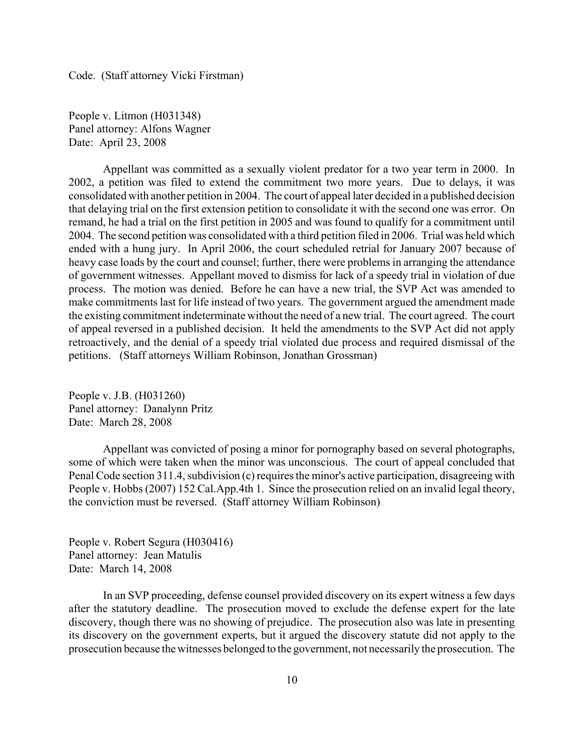Code. (Staff attorney Vicki Firstman)

People v. Litmon (H031348)
Panel attorney: Alfons Wagner
Date: April 23, 2008

Appellant was committed as a sexually violent predator for a two year term in 2000. In 2002, a petition was filed to extend the commitment two more years. Due to delays, it was consolidated with another petition in 2004. The court of appeal later decided in a published decision that delaying trial on the first extension petition to consolidate it with the second one was error. On remand, he had a trial on the first petition in 2005 and was found to qualify for a commitment until 2004. The second petition was consolidated with a third petition filed in 2006. Trial was held which ended with a hung jury. In April 2006, the court scheduled retrial for January 2007 because of heavy case loads by the court and counsel; further, there were problems in arranging the attendance of government witnesses. Appellant moved to dismiss for lack of a speedy trial in violation of due process. The motion was denied. Before he can have a new trial, the SVP Act was amended to make commitments last for life instead of two years. The government argued the amendment made the existing commitment indeterminate without the need of a new trial. The court agreed. The court of appeal reversed in a published decision. It held the amendments to the SVP Act did not apply retroactively, and the denial of a speedy trial violated due process and required dismissal of the petitions. (Staff attorneys William Robinson, Jonathan Grossman)

People v. J.B. (H031260)
Panel attorney: Danalynn Pritz
Date: March 28, 2008

Appellant was convicted of posing a minor for pornography based on several photographs, some of which were taken when the minor was unconscious. The court of appeal concluded that Penal Code section 311.4, subdivision (c) requires the minor's active participation, disagreeing with People v. Hobbs (2007) 152 Cal.App.4th 1. Since the prosecution relied on an invalid legal theory, the conviction must be reversed. (Staff attorney William Robinson)

People v. Robert Segura (H030416)
Panel attorney: Jean Matulis
Date: March 14, 2008

In an SVP proceeding, defense counsel provided discovery on its expert witness a few days after the statutory deadline. The prosecution moved to exclude the defense expert for the late discovery, though there was no showing of prejudice. The prosecution also was late in presenting its discovery on the government experts, but it argued the discovery statute did not apply to the prosecution because the witnesses belonged to the government, not necessarily the prosecution. The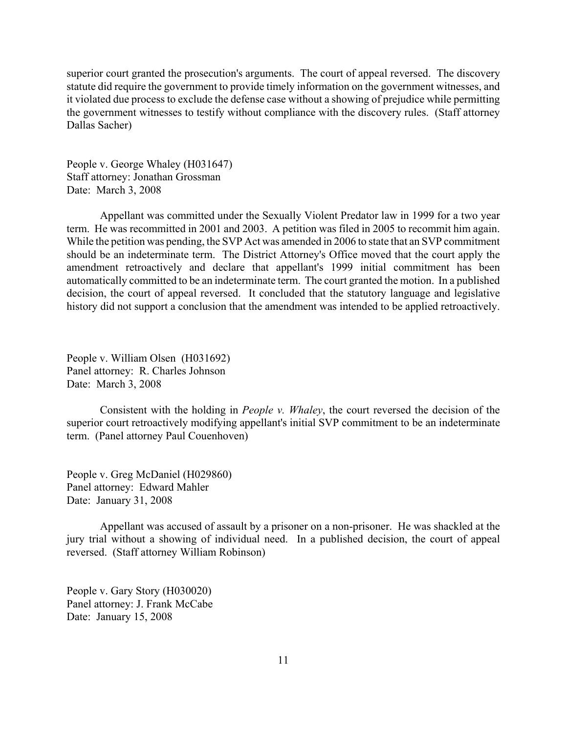superior court granted the prosecution's arguments. The court of appeal reversed. The discovery statute did require the government to provide timely information on the government witnesses, and it violated due process to exclude the defense case without a showing of prejudice while permitting the government witnesses to testify without compliance with the discovery rules. (Staff attorney Dallas Sacher)

People v. George Whaley (H031647)
Staff attorney: Jonathan Grossman
Date: March 3, 2008

Appellant was committed under the Sexually Violent Predator law in 1999 for a two year term. He was recommitted in 2001 and 2003. A petition was filed in 2005 to recommit him again. While the petition was pending, the SVP Act was amended in 2006 to state that an SVP commitment should be an indeterminate term. The District Attorney's Office moved that the court apply the amendment retroactively and declare that appellant's 1999 initial commitment has been automatically committed to be an indeterminate term. The court granted the motion. In a published decision, the court of appeal reversed. It concluded that the statutory language and legislative history did not support a conclusion that the amendment was intended to be applied retroactively.

People v. William Olsen (H031692)
Panel attorney: R. Charles Johnson
Date: March 3, 2008

Consistent with the holding in *People v. Whaley*, the court reversed the decision of the superior court retroactively modifying appellant's initial SVP commitment to be an indeterminate term. (Panel attorney Paul Couenhoven)

People v. Greg McDaniel (H029860)
Panel attorney: Edward Mahler
Date: January 31, 2008

Appellant was accused of assault by a prisoner on a non-prisoner. He was shackled at the jury trial without a showing of individual need. In a published decision, the court of appeal reversed. (Staff attorney William Robinson)

People v. Gary Story (H030020)
Panel attorney: J. Frank McCabe
Date: January 15, 2008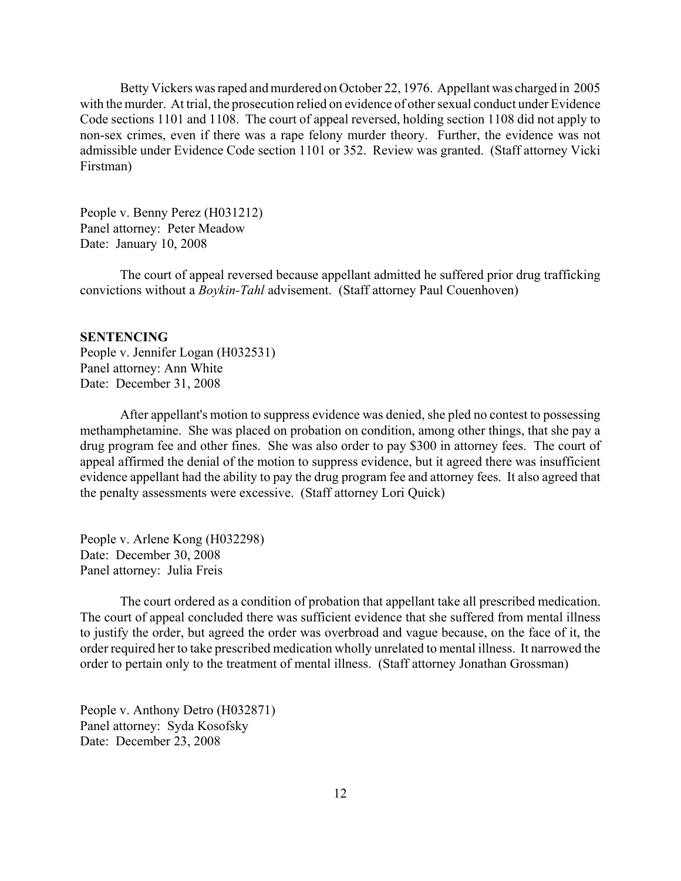Betty Vickers was raped and murdered on October 22, 1976. Appellant was charged in 2005 with the murder. At trial, the prosecution relied on evidence of other sexual conduct under Evidence Code sections 1101 and 1108. The court of appeal reversed, holding section 1108 did not apply to non-sex crimes, even if there was a rape felony murder theory. Further, the evidence was not admissible under Evidence Code section 1101 or 352. Review was granted. (Staff attorney Vicki Firstman)

People v. Benny Perez (H031212)
Panel attorney: Peter Meadow
Date: January 10, 2008

The court of appeal reversed because appellant admitted he suffered prior drug trafficking convictions without a *Boykin-Tahl* advisement. (Staff attorney Paul Couenhoven)

**SENTENCING**

People v. Jennifer Logan (H032531)
Panel attorney: Ann White
Date: December 31, 2008

After appellant's motion to suppress evidence was denied, she pled no contest to possessing methamphetamine. She was placed on probation on condition, among other things, that she pay a drug program fee and other fines. She was also order to pay \$300 in attorney fees. The court of appeal affirmed the denial of the motion to suppress evidence, but it agreed there was insufficient evidence appellant had the ability to pay the drug program fee and attorney fees. It also agreed that the penalty assessments were excessive. (Staff attorney Lori Quick)

People v. Arlene Kong (H032298)
Date: December 30, 2008
Panel attorney: Julia Freis

The court ordered as a condition of probation that appellant take all prescribed medication. The court of appeal concluded there was sufficient evidence that she suffered from mental illness to justify the order, but agreed the order was overbroad and vague because, on the face of it, the order required her to take prescribed medication wholly unrelated to mental illness. It narrowed the order to pertain only to the treatment of mental illness. (Staff attorney Jonathan Grossman)

People v. Anthony Detro (H032871)
Panel attorney: Syda Kosofsky
Date: December 23, 2008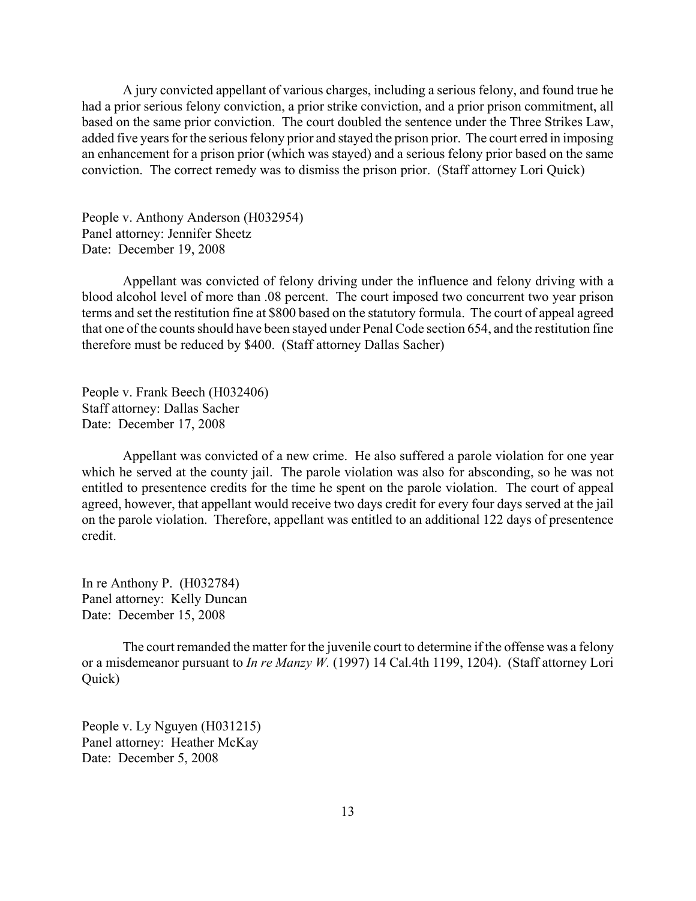A jury convicted appellant of various charges, including a serious felony, and found true he had a prior serious felony conviction, a prior strike conviction, and a prior prison commitment, all based on the same prior conviction. The court doubled the sentence under the Three Strikes Law, added five years for the serious felony prior and stayed the prison prior. The court erred in imposing an enhancement for a prison prior (which was stayed) and a serious felony prior based on the same conviction. The correct remedy was to dismiss the prison prior. (Staff attorney Lori Quick)

People v. Anthony Anderson (H032954)
Panel attorney: Jennifer Sheetz
Date: December 19, 2008

Appellant was convicted of felony driving under the influence and felony driving with a blood alcohol level of more than .08 percent. The court imposed two concurrent two year prison terms and set the restitution fine at $800 based on the statutory formula. The court of appeal agreed that one of the counts should have been stayed under Penal Code section 654, and the restitution fine therefore must be reduced by $400. (Staff attorney Dallas Sacher)

People v. Frank Beech (H032406)
Staff attorney: Dallas Sacher
Date: December 17, 2008

Appellant was convicted of a new crime. He also suffered a parole violation for one year which he served at the county jail. The parole violation was also for absconding, so he was not entitled to presentence credits for the time he spent on the parole violation. The court of appeal agreed, however, that appellant would receive two days credit for every four days served at the jail on the parole violation. Therefore, appellant was entitled to an additional 122 days of presentence credit.

In re Anthony P. (H032784)
Panel attorney: Kelly Duncan
Date: December 15, 2008

The court remanded the matter for the juvenile court to determine if the offense was a felony or a misdemeanor pursuant to *In re Manzy W.* (1997) 14 Cal.4th 1199, 1204). (Staff attorney Lori Quick)

People v. Ly Nguyen (H031215)
Panel attorney: Heather McKay
Date: December 5, 2008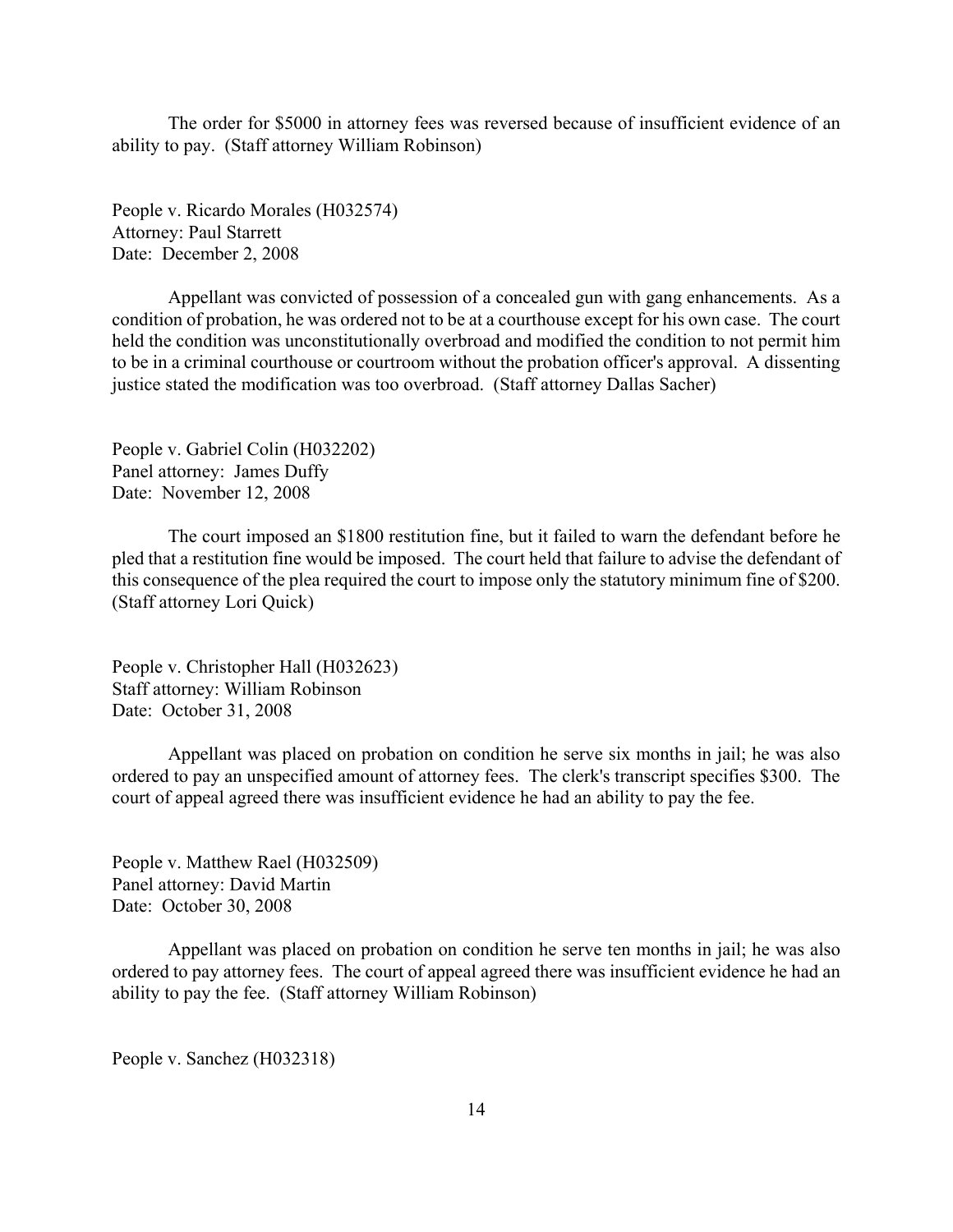The order for $5000 in attorney fees was reversed because of insufficient evidence of an ability to pay. (Staff attorney William Robinson)

People v. Ricardo Morales (H032574)
Attorney: Paul Starrett
Date: December 2, 2008

Appellant was convicted of possession of a concealed gun with gang enhancements. As a condition of probation, he was ordered not to be at a courthouse except for his own case. The court held the condition was unconstitutionally overbroad and modified the condition to not permit him to be in a criminal courthouse or courtroom without the probation officer's approval. A dissenting justice stated the modification was too overbroad. (Staff attorney Dallas Sacher)

People v. Gabriel Colin (H032202)
Panel attorney: James Duffy
Date: November 12, 2008

The court imposed an $1800 restitution fine, but it failed to warn the defendant before he pled that a restitution fine would be imposed. The court held that failure to advise the defendant of this consequence of the plea required the court to impose only the statutory minimum fine of $200. (Staff attorney Lori Quick)

People v. Christopher Hall (H032623)
Staff attorney: William Robinson
Date: October 31, 2008

Appellant was placed on probation on condition he serve six months in jail; he was also ordered to pay an unspecified amount of attorney fees. The clerk's transcript specifies $300. The court of appeal agreed there was insufficient evidence he had an ability to pay the fee.

People v. Matthew Rael (H032509)
Panel attorney: David Martin
Date: October 30, 2008

Appellant was placed on probation on condition he serve ten months in jail; he was also ordered to pay attorney fees. The court of appeal agreed there was insufficient evidence he had an ability to pay the fee. (Staff attorney William Robinson)

People v. Sanchez (H032318)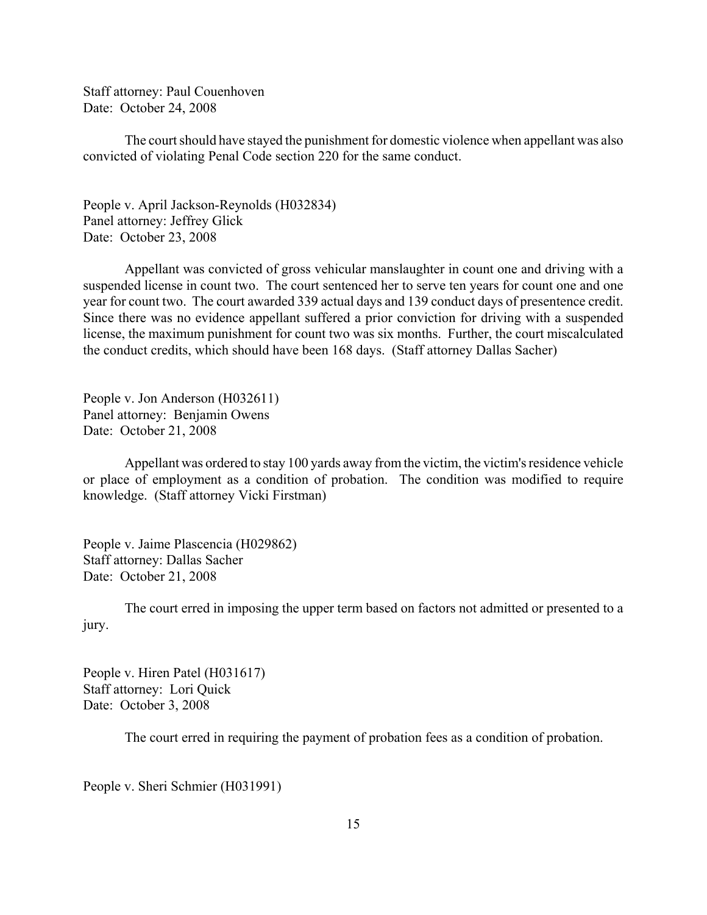Staff attorney: Paul Couenhoven
Date: October 24, 2008

The court should have stayed the punishment for domestic violence when appellant was also convicted of violating Penal Code section 220 for the same conduct.

People v. April Jackson-Reynolds (H032834)
Panel attorney: Jeffrey Glick
Date: October 23, 2008

Appellant was convicted of gross vehicular manslaughter in count one and driving with a suspended license in count two. The court sentenced her to serve ten years for count one and one year for count two. The court awarded 339 actual days and 139 conduct days of presentence credit. Since there was no evidence appellant suffered a prior conviction for driving with a suspended license, the maximum punishment for count two was six months. Further, the court miscalculated the conduct credits, which should have been 168 days. (Staff attorney Dallas Sacher)

People v. Jon Anderson (H032611)
Panel attorney: Benjamin Owens
Date: October 21, 2008

Appellant was ordered to stay 100 yards away from the victim, the victim's residence vehicle or place of employment as a condition of probation. The condition was modified to require knowledge. (Staff attorney Vicki Firstman)

People v. Jaime Plascencia (H029862)
Staff attorney: Dallas Sacher
Date: October 21, 2008

The court erred in imposing the upper term based on factors not admitted or presented to a jury.

People v. Hiren Patel (H031617)
Staff attorney: Lori Quick
Date: October 3, 2008

The court erred in requiring the payment of probation fees as a condition of probation.

People v. Sheri Schmier (H031991)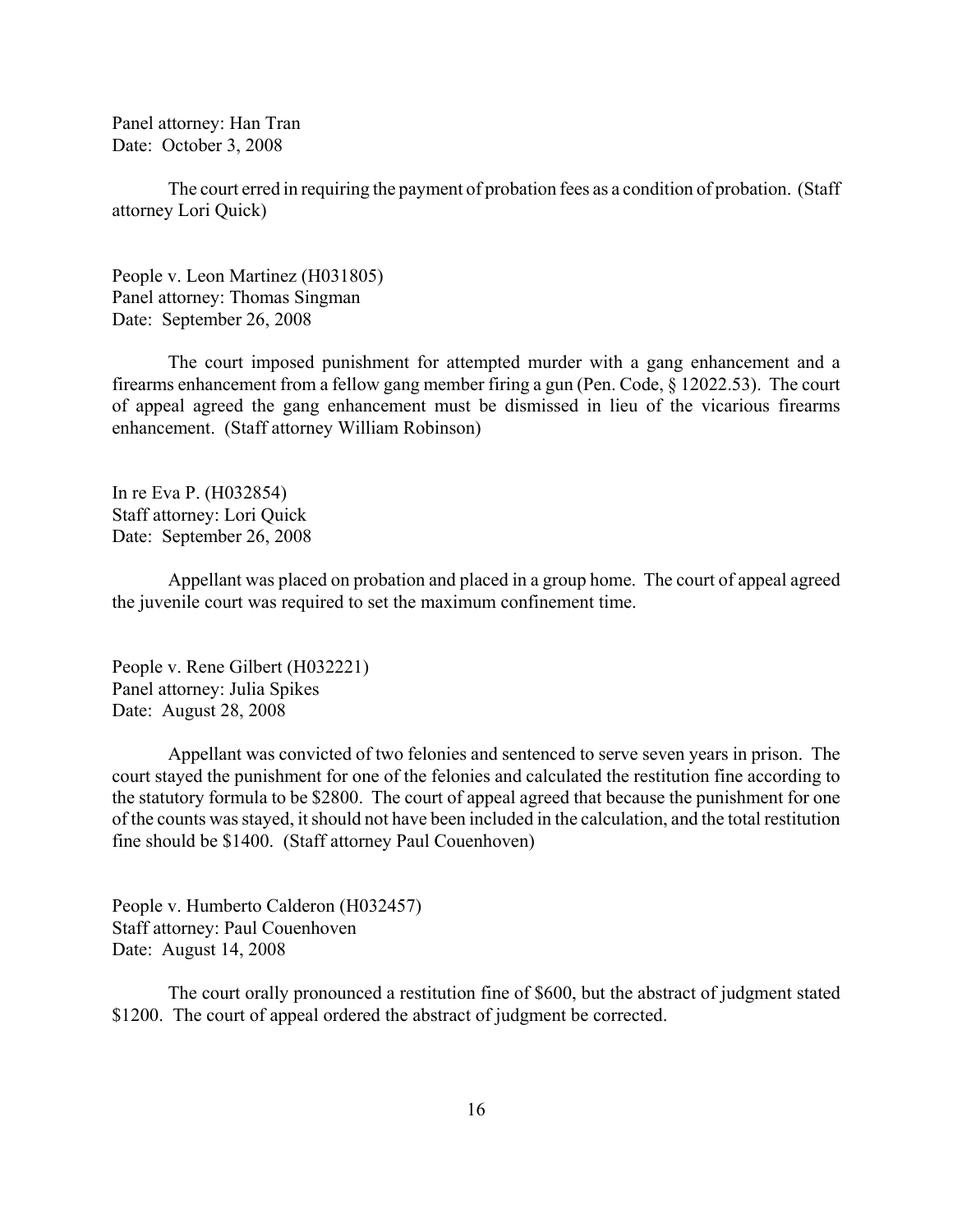Panel attorney: Han Tran
Date: October 3, 2008

The court erred in requiring the payment of probation fees as a condition of probation. (Staff attorney Lori Quick)

People v. Leon Martinez (H031805)
Panel attorney: Thomas Singman
Date: September 26, 2008

The court imposed punishment for attempted murder with a gang enhancement and a firearms enhancement from a fellow gang member firing a gun (Pen. Code, § 12022.53). The court of appeal agreed the gang enhancement must be dismissed in lieu of the vicarious firearms enhancement. (Staff attorney William Robinson)

In re Eva P. (H032854)
Staff attorney: Lori Quick
Date: September 26, 2008

Appellant was placed on probation and placed in a group home. The court of appeal agreed the juvenile court was required to set the maximum confinement time.

People v. Rene Gilbert (H032221)
Panel attorney: Julia Spikes
Date: August 28, 2008

Appellant was convicted of two felonies and sentenced to serve seven years in prison. The court stayed the punishment for one of the felonies and calculated the restitution fine according to the statutory formula to be $2800. The court of appeal agreed that because the punishment for one of the counts was stayed, it should not have been included in the calculation, and the total restitution fine should be $1400. (Staff attorney Paul Couenhoven)

People v. Humberto Calderon (H032457)
Staff attorney: Paul Couenhoven
Date: August 14, 2008

The court orally pronounced a restitution fine of $600, but the abstract of judgment stated $1200. The court of appeal ordered the abstract of judgment be corrected.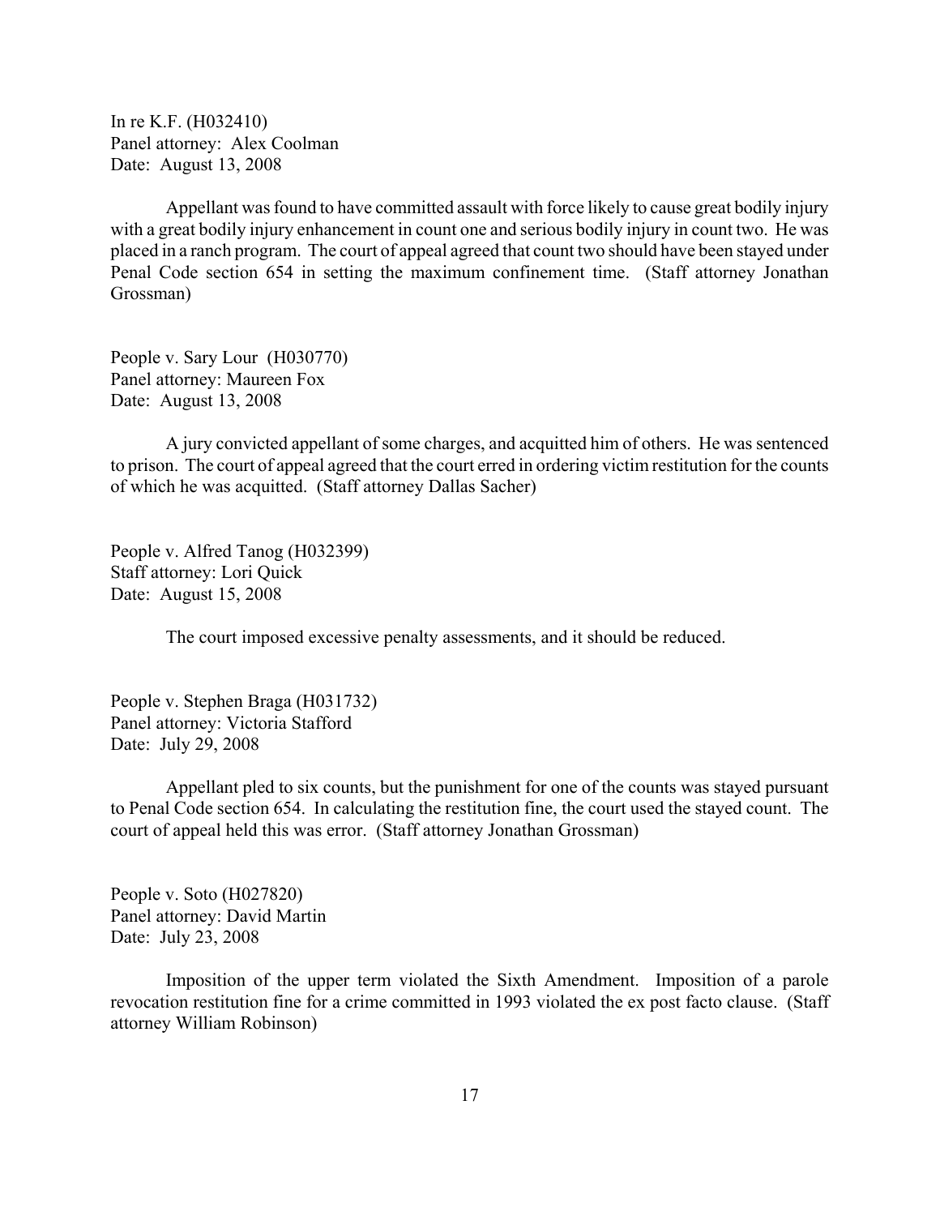In re K.F. (H032410)
Panel attorney: Alex Coolman
Date: August 13, 2008

Appellant was found to have committed assault with force likely to cause great bodily injury with a great bodily injury enhancement in count one and serious bodily injury in count two. He was placed in a ranch program. The court of appeal agreed that count two should have been stayed under Penal Code section 654 in setting the maximum confinement time. (Staff attorney Jonathan Grossman)

People v. Sary Lour (H030770)
Panel attorney: Maureen Fox
Date: August 13, 2008

A jury convicted appellant of some charges, and acquitted him of others. He was sentenced to prison. The court of appeal agreed that the court erred in ordering victim restitution for the counts of which he was acquitted. (Staff attorney Dallas Sacher)

People v. Alfred Tanog (H032399)
Staff attorney: Lori Quick
Date: August 15, 2008

The court imposed excessive penalty assessments, and it should be reduced.

People v. Stephen Braga (H031732)
Panel attorney: Victoria Stafford
Date: July 29, 2008

Appellant pled to six counts, but the punishment for one of the counts was stayed pursuant to Penal Code section 654. In calculating the restitution fine, the court used the stayed count. The court of appeal held this was error. (Staff attorney Jonathan Grossman)

People v. Soto (H027820)
Panel attorney: David Martin
Date: July 23, 2008

Imposition of the upper term violated the Sixth Amendment. Imposition of a parole revocation restitution fine for a crime committed in 1993 violated the ex post facto clause. (Staff attorney William Robinson)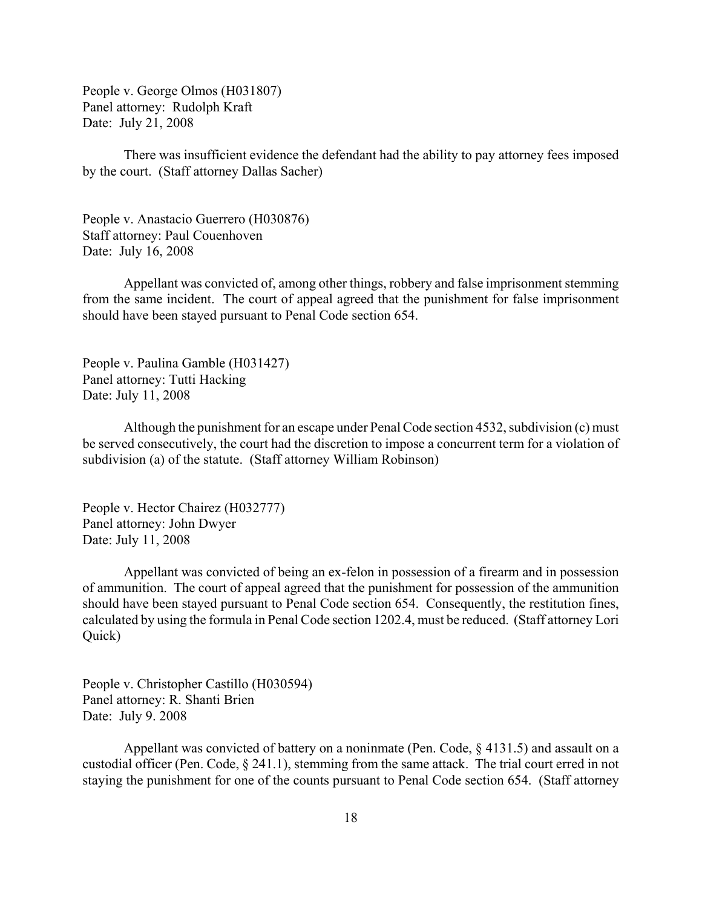People v. George Olmos (H031807)
Panel attorney: Rudolph Kraft
Date: July 21, 2008

There was insufficient evidence the defendant had the ability to pay attorney fees imposed by the court. (Staff attorney Dallas Sacher)

People v. Anastacio Guerrero (H030876)
Staff attorney: Paul Couenhoven
Date: July 16, 2008

Appellant was convicted of, among other things, robbery and false imprisonment stemming from the same incident. The court of appeal agreed that the punishment for false imprisonment should have been stayed pursuant to Penal Code section 654.

People v. Paulina Gamble (H031427)
Panel attorney: Tutti Hacking
Date: July 11, 2008

Although the punishment for an escape under Penal Code section 4532, subdivision (c) must be served consecutively, the court had the discretion to impose a concurrent term for a violation of subdivision (a) of the statute. (Staff attorney William Robinson)

People v. Hector Chairez (H032777)
Panel attorney: John Dwyer
Date: July 11, 2008

Appellant was convicted of being an ex-felon in possession of a firearm and in possession of ammunition. The court of appeal agreed that the punishment for possession of the ammunition should have been stayed pursuant to Penal Code section 654. Consequently, the restitution fines, calculated by using the formula in Penal Code section 1202.4, must be reduced. (Staff attorney Lori Quick)

People v. Christopher Castillo (H030594)
Panel attorney: R. Shanti Brien
Date: July 9. 2008

Appellant was convicted of battery on a noninmate (Pen. Code, § 4131.5) and assault on a custodial officer (Pen. Code, § 241.1), stemming from the same attack. The trial court erred in not staying the punishment for one of the counts pursuant to Penal Code section 654. (Staff attorney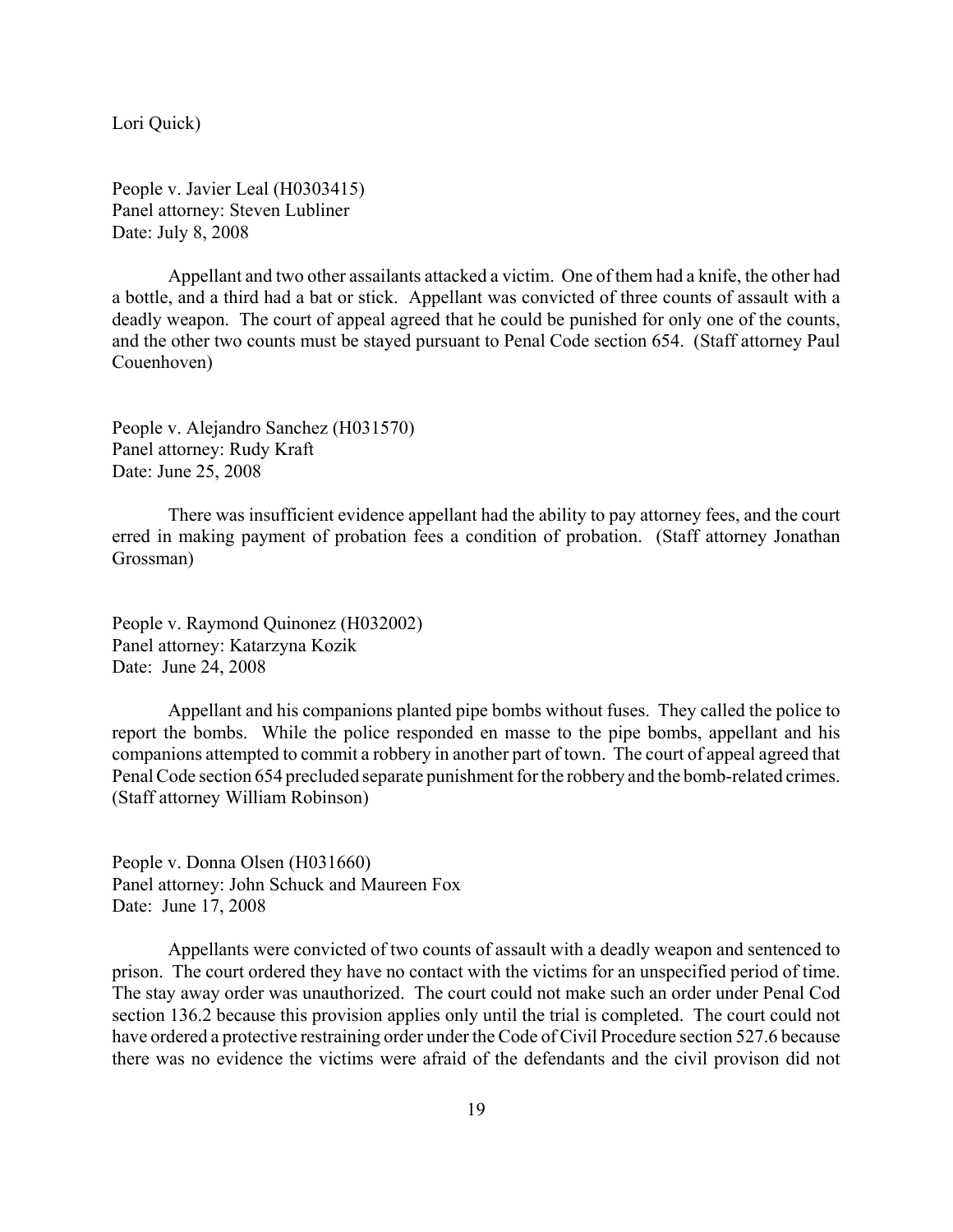Lori Quick)

People v. Javier Leal (H0303415)
Panel attorney: Steven Lubliner
Date: July 8, 2008

Appellant and two other assailants attacked a victim. One of them had a knife, the other had a bottle, and a third had a bat or stick. Appellant was convicted of three counts of assault with a deadly weapon. The court of appeal agreed that he could be punished for only one of the counts, and the other two counts must be stayed pursuant to Penal Code section 654. (Staff attorney Paul Couenhoven)

People v. Alejandro Sanchez (H031570)
Panel attorney: Rudy Kraft
Date: June 25, 2008

There was insufficient evidence appellant had the ability to pay attorney fees, and the court erred in making payment of probation fees a condition of probation. (Staff attorney Jonathan Grossman)

People v. Raymond Quinonez (H032002)
Panel attorney: Katarzyna Kozik
Date: June 24, 2008

Appellant and his companions planted pipe bombs without fuses. They called the police to report the bombs. While the police responded en masse to the pipe bombs, appellant and his companions attempted to commit a robbery in another part of town. The court of appeal agreed that Penal Code section 654 precluded separate punishment for the robbery and the bomb-related crimes. (Staff attorney William Robinson)

People v. Donna Olsen (H031660)
Panel attorney: John Schuck and Maureen Fox
Date: June 17, 2008

Appellants were convicted of two counts of assault with a deadly weapon and sentenced to prison. The court ordered they have no contact with the victims for an unspecified period of time. The stay away order was unauthorized. The court could not make such an order under Penal Cod section 136.2 because this provision applies only until the trial is completed. The court could not have ordered a protective restraining order under the Code of Civil Procedure section 527.6 because there was no evidence the victims were afraid of the defendants and the civil provison did not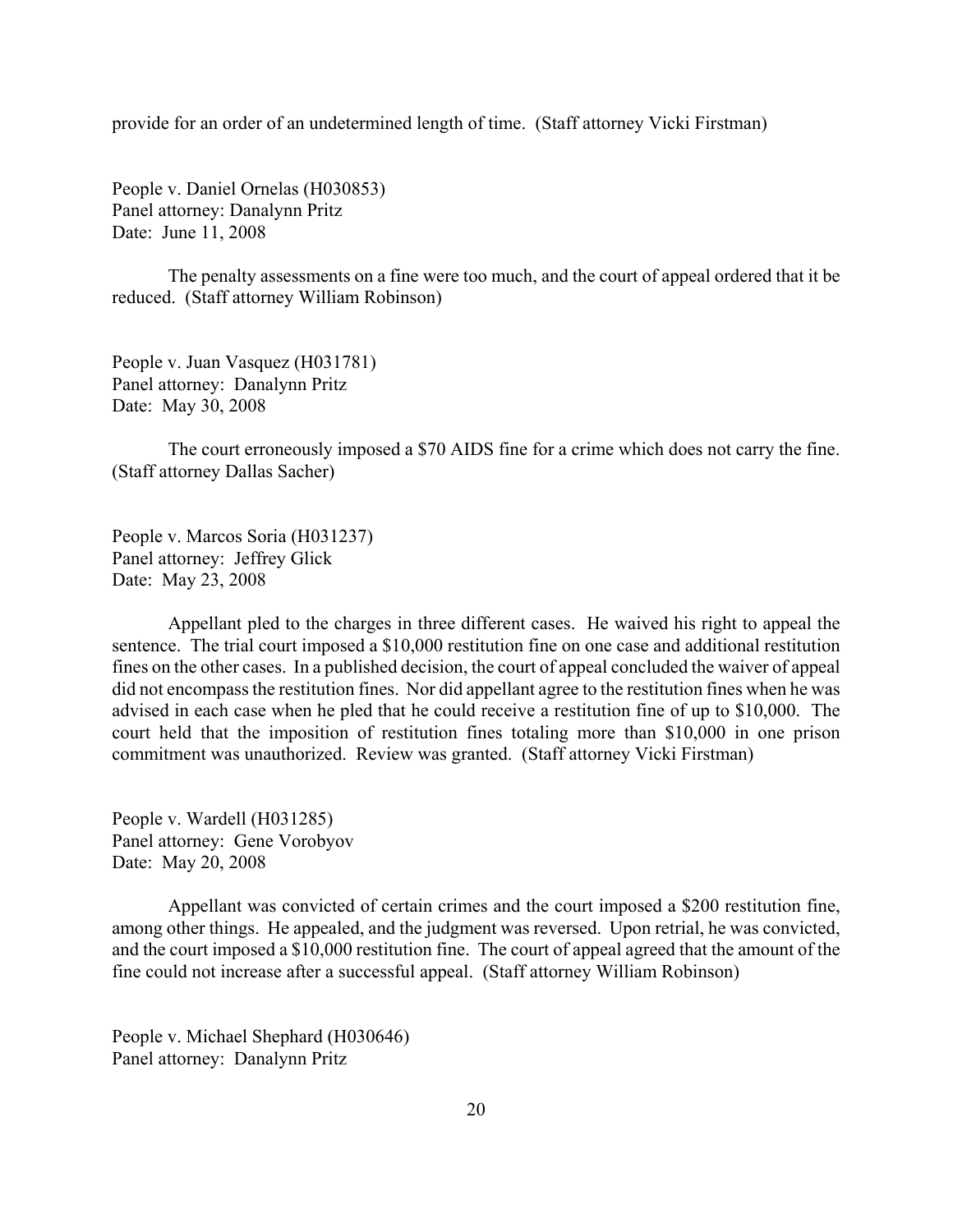provide for an order of an undetermined length of time. (Staff attorney Vicki Firstman)

People v. Daniel Ornelas (H030853)
Panel attorney: Danalynn Pritz
Date: June 11, 2008

The penalty assessments on a fine were too much, and the court of appeal ordered that it be reduced. (Staff attorney William Robinson)

People v. Juan Vasquez (H031781)
Panel attorney: Danalynn Pritz
Date: May 30, 2008

The court erroneously imposed a $70 AIDS fine for a crime which does not carry the fine. (Staff attorney Dallas Sacher)

People v. Marcos Soria (H031237)
Panel attorney: Jeffrey Glick
Date: May 23, 2008

Appellant pled to the charges in three different cases. He waived his right to appeal the sentence. The trial court imposed a $10,000 restitution fine on one case and additional restitution fines on the other cases. In a published decision, the court of appeal concluded the waiver of appeal did not encompass the restitution fines. Nor did appellant agree to the restitution fines when he was advised in each case when he pled that he could receive a restitution fine of up to $10,000. The court held that the imposition of restitution fines totaling more than $10,000 in one prison commitment was unauthorized. Review was granted. (Staff attorney Vicki Firstman)

People v. Wardell (H031285)
Panel attorney: Gene Vorobyov
Date: May 20, 2008

Appellant was convicted of certain crimes and the court imposed a $200 restitution fine, among other things. He appealed, and the judgment was reversed. Upon retrial, he was convicted, and the court imposed a $10,000 restitution fine. The court of appeal agreed that the amount of the fine could not increase after a successful appeal. (Staff attorney William Robinson)

People v. Michael Shephard (H030646)
Panel attorney: Danalynn Pritz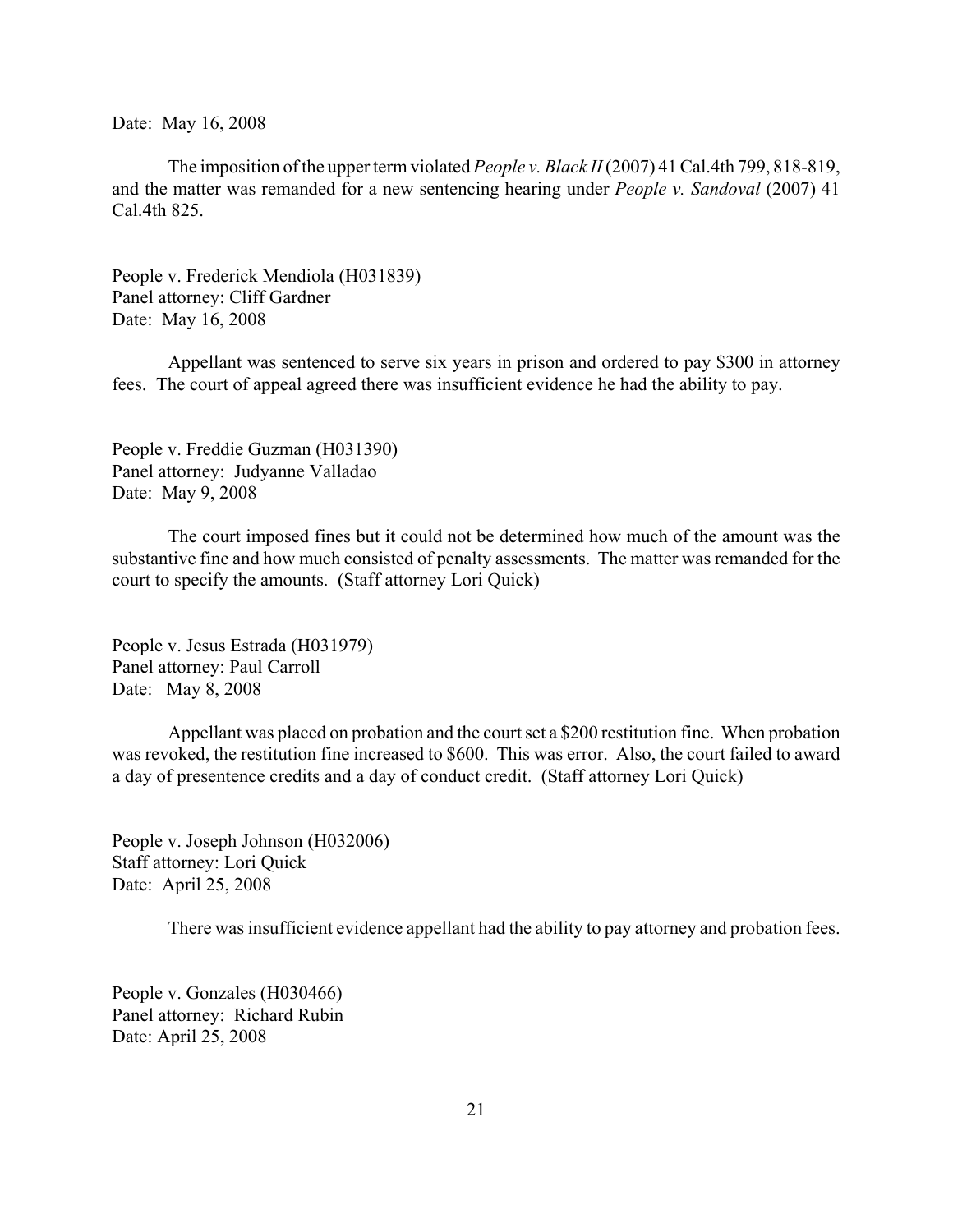Date: May 16, 2008

The imposition of the upper term violated *People v. Black II* (2007) 41 Cal.4th 799, 818-819, and the matter was remanded for a new sentencing hearing under *People v. Sandoval* (2007) 41 Cal.4th 825.

People v. Frederick Mendiola (H031839)
Panel attorney: Cliff Gardner
Date: May 16, 2008

Appellant was sentenced to serve six years in prison and ordered to pay $300 in attorney fees. The court of appeal agreed there was insufficient evidence he had the ability to pay.

People v. Freddie Guzman (H031390)
Panel attorney: Judyanne Valladao
Date: May 9, 2008

The court imposed fines but it could not be determined how much of the amount was the substantive fine and how much consisted of penalty assessments. The matter was remanded for the court to specify the amounts. (Staff attorney Lori Quick)

People v. Jesus Estrada (H031979)
Panel attorney: Paul Carroll
Date: May 8, 2008

Appellant was placed on probation and the court set a $200 restitution fine. When probation was revoked, the restitution fine increased to $600. This was error. Also, the court failed to award a day of presentence credits and a day of conduct credit. (Staff attorney Lori Quick)

People v. Joseph Johnson (H032006)
Staff attorney: Lori Quick
Date: April 25, 2008

There was insufficient evidence appellant had the ability to pay attorney and probation fees.

People v. Gonzales (H030466)
Panel attorney: Richard Rubin
Date: April 25, 2008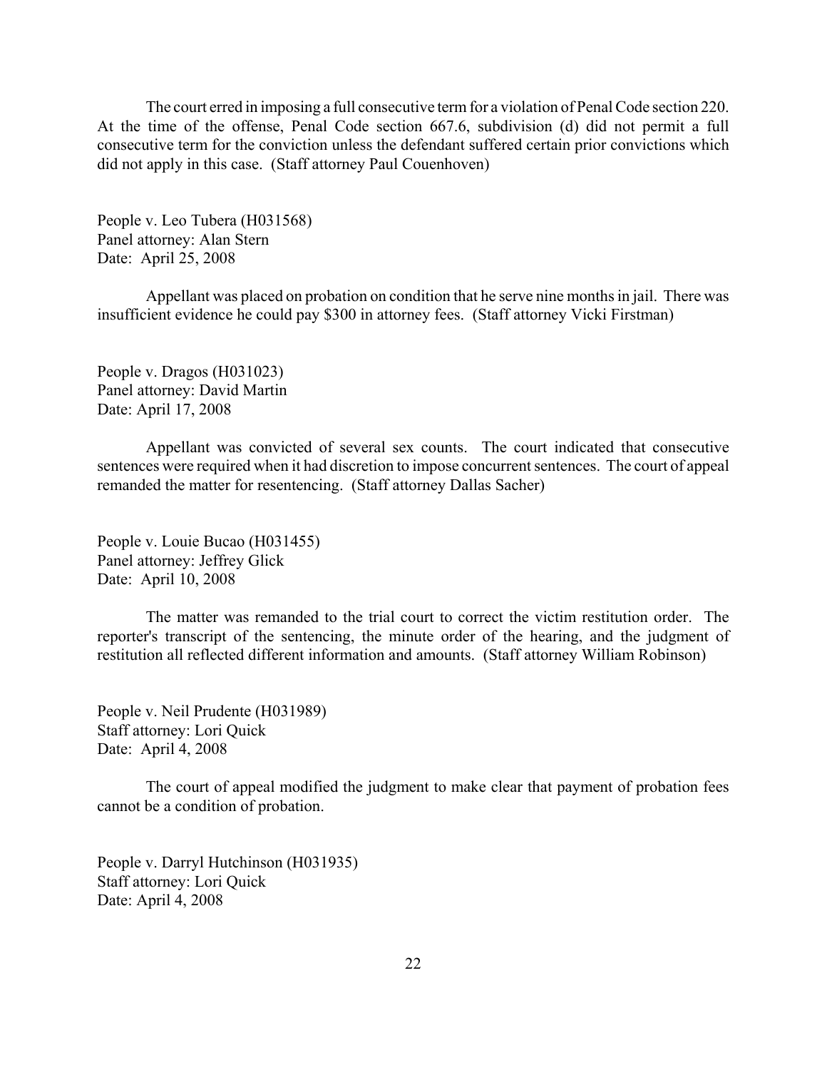The court erred in imposing a full consecutive term for a violation of Penal Code section 220. At the time of the offense, Penal Code section 667.6, subdivision (d) did not permit a full consecutive term for the conviction unless the defendant suffered certain prior convictions which did not apply in this case. (Staff attorney Paul Couenhoven)

People v. Leo Tubera (H031568)
Panel attorney: Alan Stern
Date: April 25, 2008

Appellant was placed on probation on condition that he serve nine months in jail. There was insufficient evidence he could pay $300 in attorney fees. (Staff attorney Vicki Firstman)

People v. Dragos (H031023)
Panel attorney: David Martin
Date: April 17, 2008

Appellant was convicted of several sex counts. The court indicated that consecutive sentences were required when it had discretion to impose concurrent sentences. The court of appeal remanded the matter for resentencing. (Staff attorney Dallas Sacher)

People v. Louie Bucao (H031455)
Panel attorney: Jeffrey Glick
Date: April 10, 2008

The matter was remanded to the trial court to correct the victim restitution order. The reporter's transcript of the sentencing, the minute order of the hearing, and the judgment of restitution all reflected different information and amounts. (Staff attorney William Robinson)

People v. Neil Prudente (H031989)
Staff attorney: Lori Quick
Date: April 4, 2008

The court of appeal modified the judgment to make clear that payment of probation fees cannot be a condition of probation.

People v. Darryl Hutchinson (H031935)
Staff attorney: Lori Quick
Date: April 4, 2008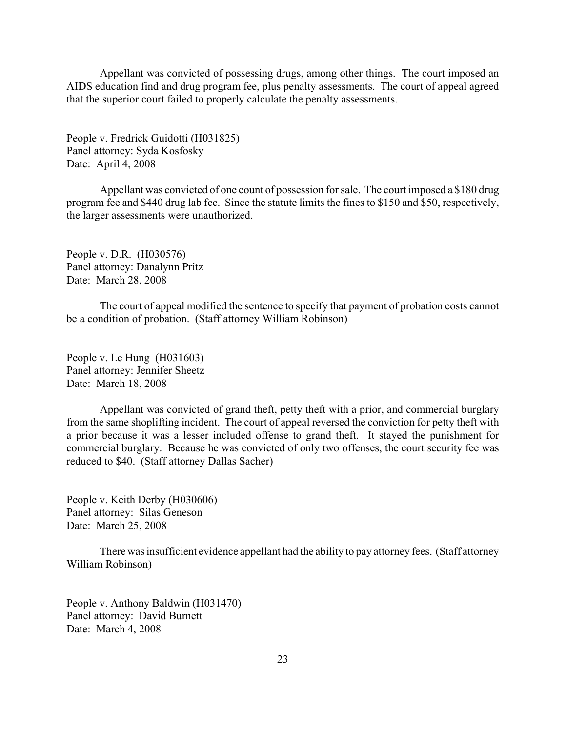Appellant was convicted of possessing drugs, among other things. The court imposed an AIDS education find and drug program fee, plus penalty assessments. The court of appeal agreed that the superior court failed to properly calculate the penalty assessments.

People v. Fredrick Guidotti (H031825)
Panel attorney: Syda Kosfosky
Date: April 4, 2008

Appellant was convicted of one count of possession for sale. The court imposed a $180 drug program fee and $440 drug lab fee. Since the statute limits the fines to $150 and $50, respectively, the larger assessments were unauthorized.

People v. D.R. (H030576)
Panel attorney: Danalynn Pritz
Date: March 28, 2008

The court of appeal modified the sentence to specify that payment of probation costs cannot be a condition of probation. (Staff attorney William Robinson)

People v. Le Hung (H031603)
Panel attorney: Jennifer Sheetz
Date: March 18, 2008

Appellant was convicted of grand theft, petty theft with a prior, and commercial burglary from the same shoplifting incident. The court of appeal reversed the conviction for petty theft with a prior because it was a lesser included offense to grand theft. It stayed the punishment for commercial burglary. Because he was convicted of only two offenses, the court security fee was reduced to $40. (Staff attorney Dallas Sacher)

People v. Keith Derby (H030606)
Panel attorney: Silas Geneson
Date: March 25, 2008

There was insufficient evidence appellant had the ability to pay attorney fees. (Staff attorney William Robinson)

People v. Anthony Baldwin (H031470)
Panel attorney: David Burnett
Date: March 4, 2008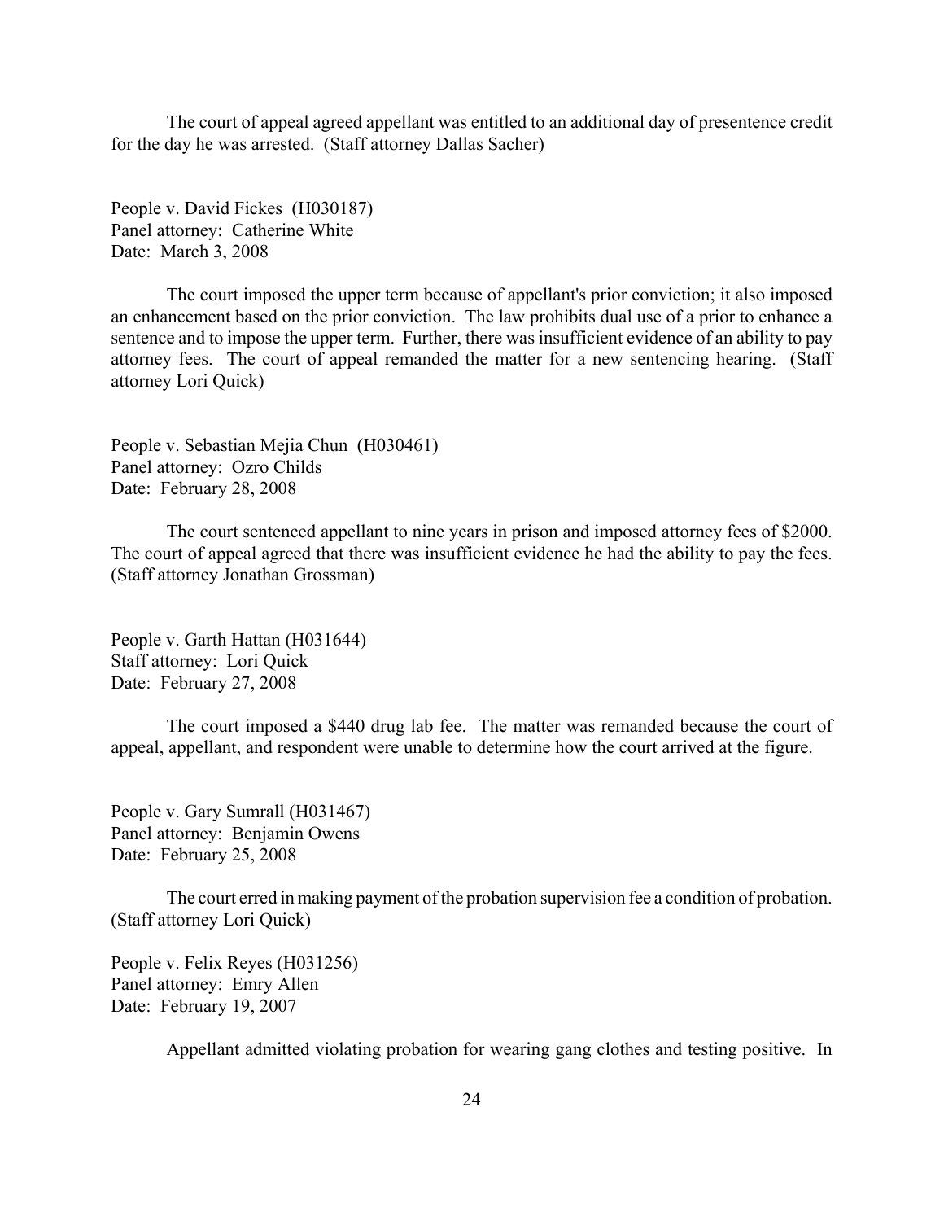The court of appeal agreed appellant was entitled to an additional day of presentence credit for the day he was arrested. (Staff attorney Dallas Sacher)

People v. David Fickes (H030187)
Panel attorney: Catherine White
Date: March 3, 2008

The court imposed the upper term because of appellant's prior conviction; it also imposed an enhancement based on the prior conviction. The law prohibits dual use of a prior to enhance a sentence and to impose the upper term. Further, there was insufficient evidence of an ability to pay attorney fees. The court of appeal remanded the matter for a new sentencing hearing. (Staff attorney Lori Quick)

People v. Sebastian Mejia Chun (H030461)
Panel attorney: Ozro Childs
Date: February 28, 2008

The court sentenced appellant to nine years in prison and imposed attorney fees of $2000. The court of appeal agreed that there was insufficient evidence he had the ability to pay the fees. (Staff attorney Jonathan Grossman)

People v. Garth Hattan (H031644)
Staff attorney: Lori Quick
Date: February 27, 2008

The court imposed a $440 drug lab fee. The matter was remanded because the court of appeal, appellant, and respondent were unable to determine how the court arrived at the figure.

People v. Gary Sumrall (H031467)
Panel attorney: Benjamin Owens
Date: February 25, 2008

The court erred in making payment of the probation supervision fee a condition of probation. (Staff attorney Lori Quick)

People v. Felix Reyes (H031256)
Panel attorney: Emry Allen
Date: February 19, 2007

Appellant admitted violating probation for wearing gang clothes and testing positive. In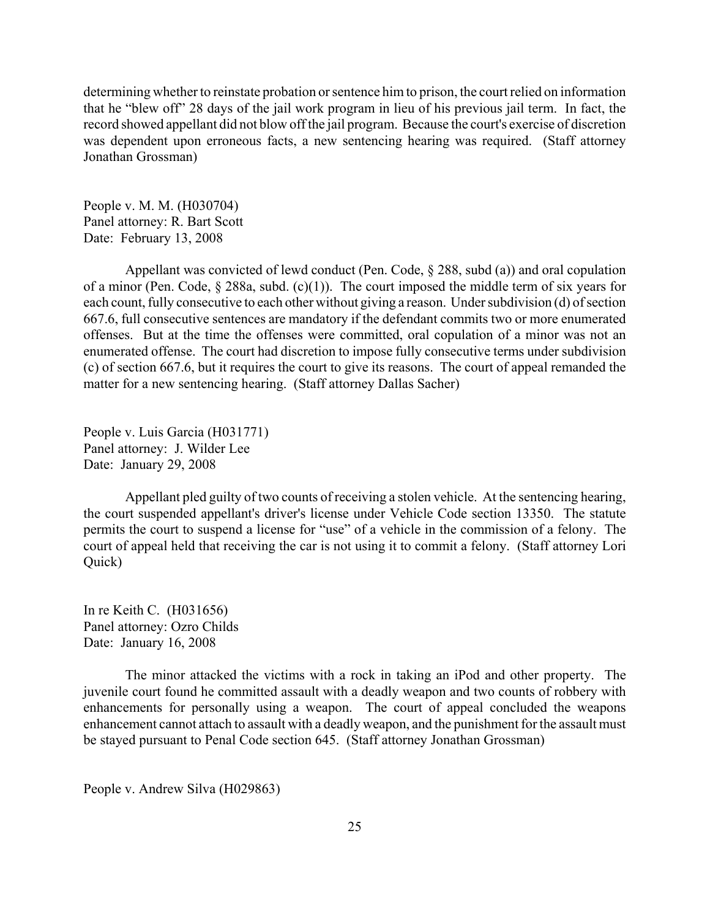determining whether to reinstate probation or sentence him to prison, the court relied on information that he "blew off" 28 days of the jail work program in lieu of his previous jail term. In fact, the record showed appellant did not blow off the jail program. Because the court's exercise of discretion was dependent upon erroneous facts, a new sentencing hearing was required. (Staff attorney Jonathan Grossman)

People v. M. M. (H030704)
Panel attorney: R. Bart Scott
Date: February 13, 2008

Appellant was convicted of lewd conduct (Pen. Code, § 288, subd (a)) and oral copulation of a minor (Pen. Code, § 288a, subd. (c)(1)). The court imposed the middle term of six years for each count, fully consecutive to each other without giving a reason. Under subdivision (d) of section 667.6, full consecutive sentences are mandatory if the defendant commits two or more enumerated offenses. But at the time the offenses were committed, oral copulation of a minor was not an enumerated offense. The court had discretion to impose fully consecutive terms under subdivision (c) of section 667.6, but it requires the court to give its reasons. The court of appeal remanded the matter for a new sentencing hearing. (Staff attorney Dallas Sacher)

People v. Luis Garcia (H031771)
Panel attorney: J. Wilder Lee
Date: January 29, 2008

Appellant pled guilty of two counts of receiving a stolen vehicle. At the sentencing hearing, the court suspended appellant's driver's license under Vehicle Code section 13350. The statute permits the court to suspend a license for "use" of a vehicle in the commission of a felony. The court of appeal held that receiving the car is not using it to commit a felony. (Staff attorney Lori Quick)

In re Keith C. (H031656)
Panel attorney: Ozro Childs
Date: January 16, 2008

The minor attacked the victims with a rock in taking an iPod and other property. The juvenile court found he committed assault with a deadly weapon and two counts of robbery with enhancements for personally using a weapon. The court of appeal concluded the weapons enhancement cannot attach to assault with a deadly weapon, and the punishment for the assault must be stayed pursuant to Penal Code section 645. (Staff attorney Jonathan Grossman)

People v. Andrew Silva (H029863)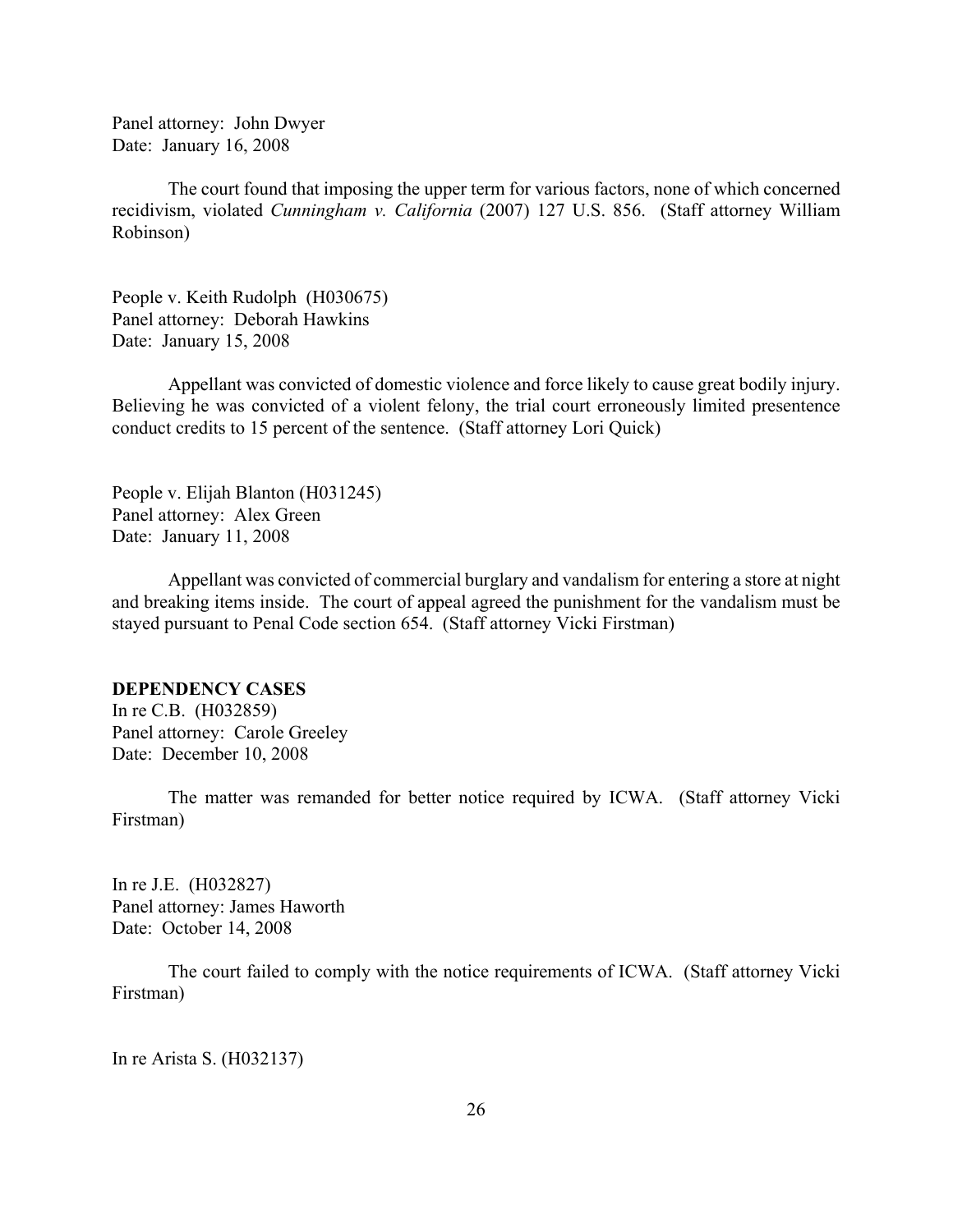Panel attorney: John Dwyer
Date: January 16, 2008

The court found that imposing the upper term for various factors, none of which concerned recidivism, violated *Cunningham v. California* (2007) 127 U.S. 856. (Staff attorney William Robinson)

People v. Keith Rudolph (H030675)
Panel attorney: Deborah Hawkins
Date: January 15, 2008

Appellant was convicted of domestic violence and force likely to cause great bodily injury. Believing he was convicted of a violent felony, the trial court erroneously limited presentence conduct credits to 15 percent of the sentence. (Staff attorney Lori Quick)

People v. Elijah Blanton (H031245)
Panel attorney: Alex Green
Date: January 11, 2008

Appellant was convicted of commercial burglary and vandalism for entering a store at night and breaking items inside. The court of appeal agreed the punishment for the vandalism must be stayed pursuant to Penal Code section 654. (Staff attorney Vicki Firstman)

**DEPENDENCY CASES**

In re C.B. (H032859)
Panel attorney: Carole Greeley
Date: December 10, 2008

The matter was remanded for better notice required by ICWA. (Staff attorney Vicki Firstman)

In re J.E. (H032827)
Panel attorney: James Haworth
Date: October 14, 2008

The court failed to comply with the notice requirements of ICWA. (Staff attorney Vicki Firstman)

In re Arista S. (H032137)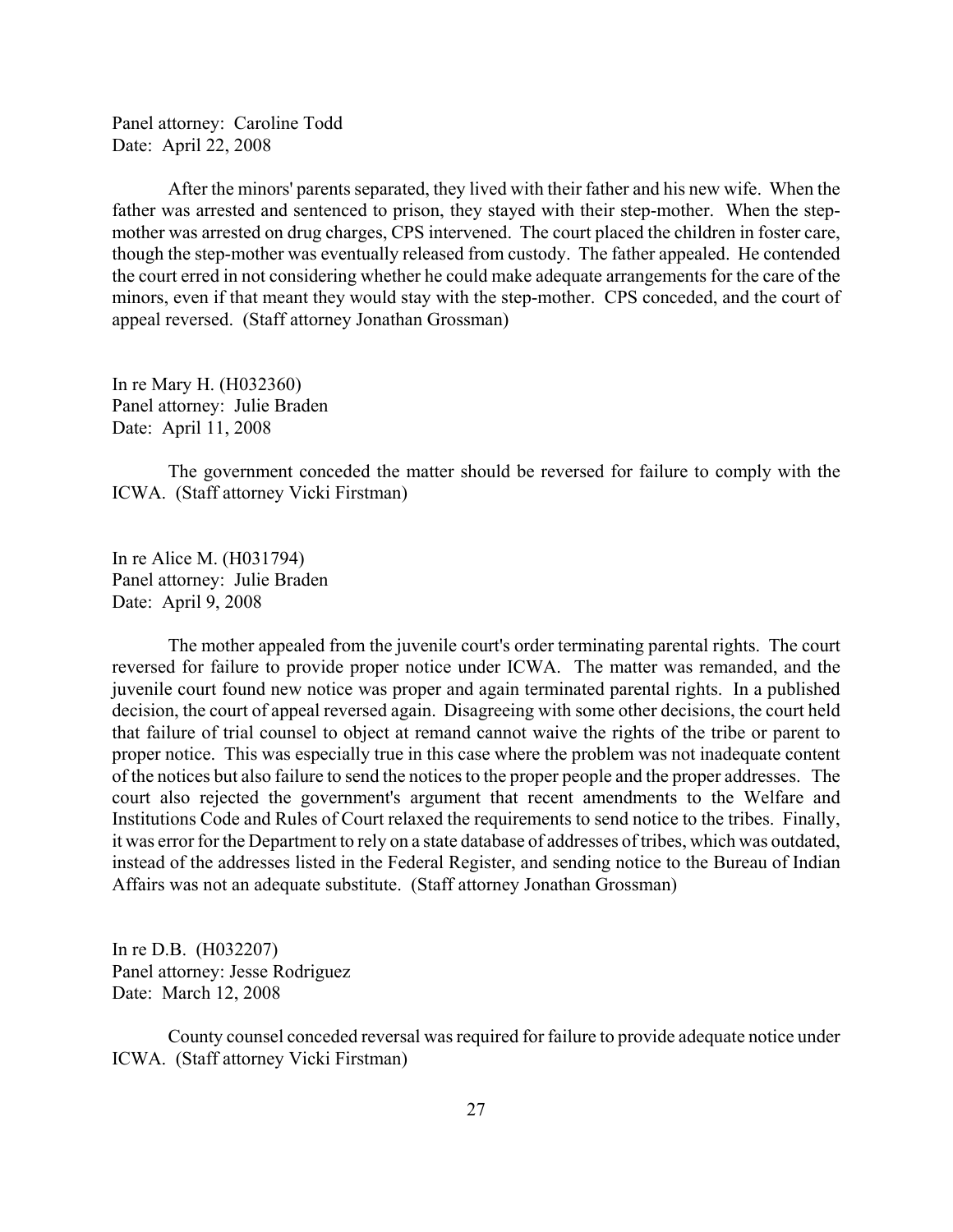Panel attorney: Caroline Todd
Date: April 22, 2008

After the minors' parents separated, they lived with their father and his new wife. When the father was arrested and sentenced to prison, they stayed with their step-mother. When the step-mother was arrested on drug charges, CPS intervened. The court placed the children in foster care, though the step-mother was eventually released from custody. The father appealed. He contended the court erred in not considering whether he could make adequate arrangements for the care of the minors, even if that meant they would stay with the step-mother. CPS conceded, and the court of appeal reversed. (Staff attorney Jonathan Grossman)

In re Mary H. (H032360)
Panel attorney: Julie Braden
Date: April 11, 2008

The government conceded the matter should be reversed for failure to comply with the ICWA. (Staff attorney Vicki Firstman)

In re Alice M. (H031794)
Panel attorney: Julie Braden
Date: April 9, 2008

The mother appealed from the juvenile court's order terminating parental rights. The court reversed for failure to provide proper notice under ICWA. The matter was remanded, and the juvenile court found new notice was proper and again terminated parental rights. In a published decision, the court of appeal reversed again. Disagreeing with some other decisions, the court held that failure of trial counsel to object at remand cannot waive the rights of the tribe or parent to proper notice. This was especially true in this case where the problem was not inadequate content of the notices but also failure to send the notices to the proper people and the proper addresses. The court also rejected the government's argument that recent amendments to the Welfare and Institutions Code and Rules of Court relaxed the requirements to send notice to the tribes. Finally, it was error for the Department to rely on a state database of addresses of tribes, which was outdated, instead of the addresses listed in the Federal Register, and sending notice to the Bureau of Indian Affairs was not an adequate substitute. (Staff attorney Jonathan Grossman)

In re D.B. (H032207)
Panel attorney: Jesse Rodriguez
Date: March 12, 2008

County counsel conceded reversal was required for failure to provide adequate notice under ICWA. (Staff attorney Vicki Firstman)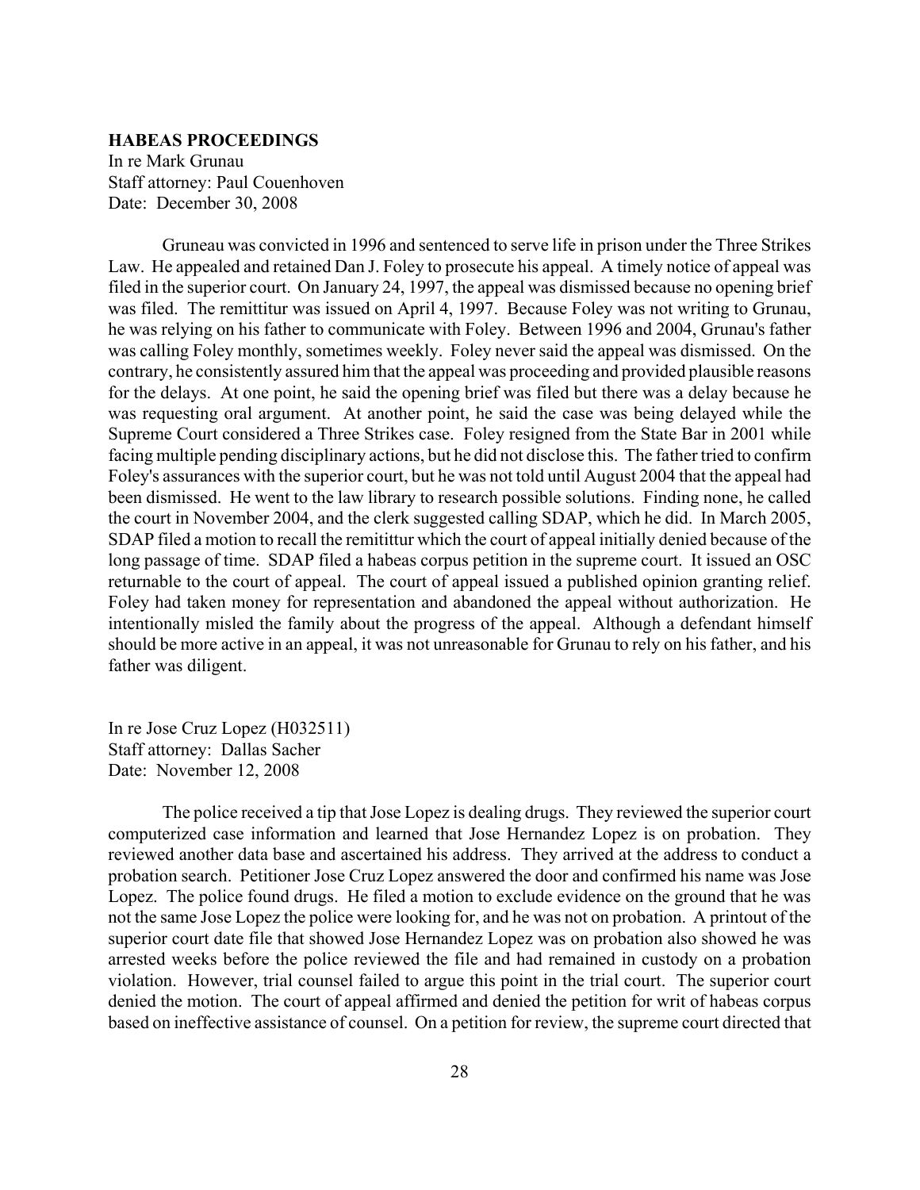**HABEAS PROCEEDINGS**

In re Mark Grunau
Staff attorney: Paul Couenhoven
Date: December 30, 2008

Gruneau was convicted in 1996 and sentenced to serve life in prison under the Three Strikes Law. He appealed and retained Dan J. Foley to prosecute his appeal. A timely notice of appeal was filed in the superior court. On January 24, 1997, the appeal was dismissed because no opening brief was filed. The remittitur was issued on April 4, 1997. Because Foley was not writing to Grunau, he was relying on his father to communicate with Foley. Between 1996 and 2004, Grunau's father was calling Foley monthly, sometimes weekly. Foley never said the appeal was dismissed. On the contrary, he consistently assured him that the appeal was proceeding and provided plausible reasons for the delays. At one point, he said the opening brief was filed but there was a delay because he was requesting oral argument. At another point, he said the case was being delayed while the Supreme Court considered a Three Strikes case. Foley resigned from the State Bar in 2001 while facing multiple pending disciplinary actions, but he did not disclose this. The father tried to confirm Foley's assurances with the superior court, but he was not told until August 2004 that the appeal had been dismissed. He went to the law library to research possible solutions. Finding none, he called the court in November 2004, and the clerk suggested calling SDAP, which he did. In March 2005, SDAP filed a motion to recall the remittitur which the court of appeal initially denied because of the long passage of time. SDAP filed a habeas corpus petition in the supreme court. It issued an OSC returnable to the court of appeal. The court of appeal issued a published opinion granting relief. Foley had taken money for representation and abandoned the appeal without authorization. He intentionally misled the family about the progress of the appeal. Although a defendant himself should be more active in an appeal, it was not unreasonable for Grunau to rely on his father, and his father was diligent.

In re Jose Cruz Lopez (H032511)
Staff attorney: Dallas Sacher
Date: November 12, 2008

The police received a tip that Jose Lopez is dealing drugs. They reviewed the superior court computerized case information and learned that Jose Hernandez Lopez is on probation. They reviewed another data base and ascertained his address. They arrived at the address to conduct a probation search. Petitioner Jose Cruz Lopez answered the door and confirmed his name was Jose Lopez. The police found drugs. He filed a motion to exclude evidence on the ground that he was not the same Jose Lopez the police were looking for, and he was not on probation. A printout of the superior court date file that showed Jose Hernandez Lopez was on probation also showed he was arrested weeks before the police reviewed the file and had remained in custody on a probation violation. However, trial counsel failed to argue this point in the trial court. The superior court denied the motion. The court of appeal affirmed and denied the petition for writ of habeas corpus based on ineffective assistance of counsel. On a petition for review, the supreme court directed that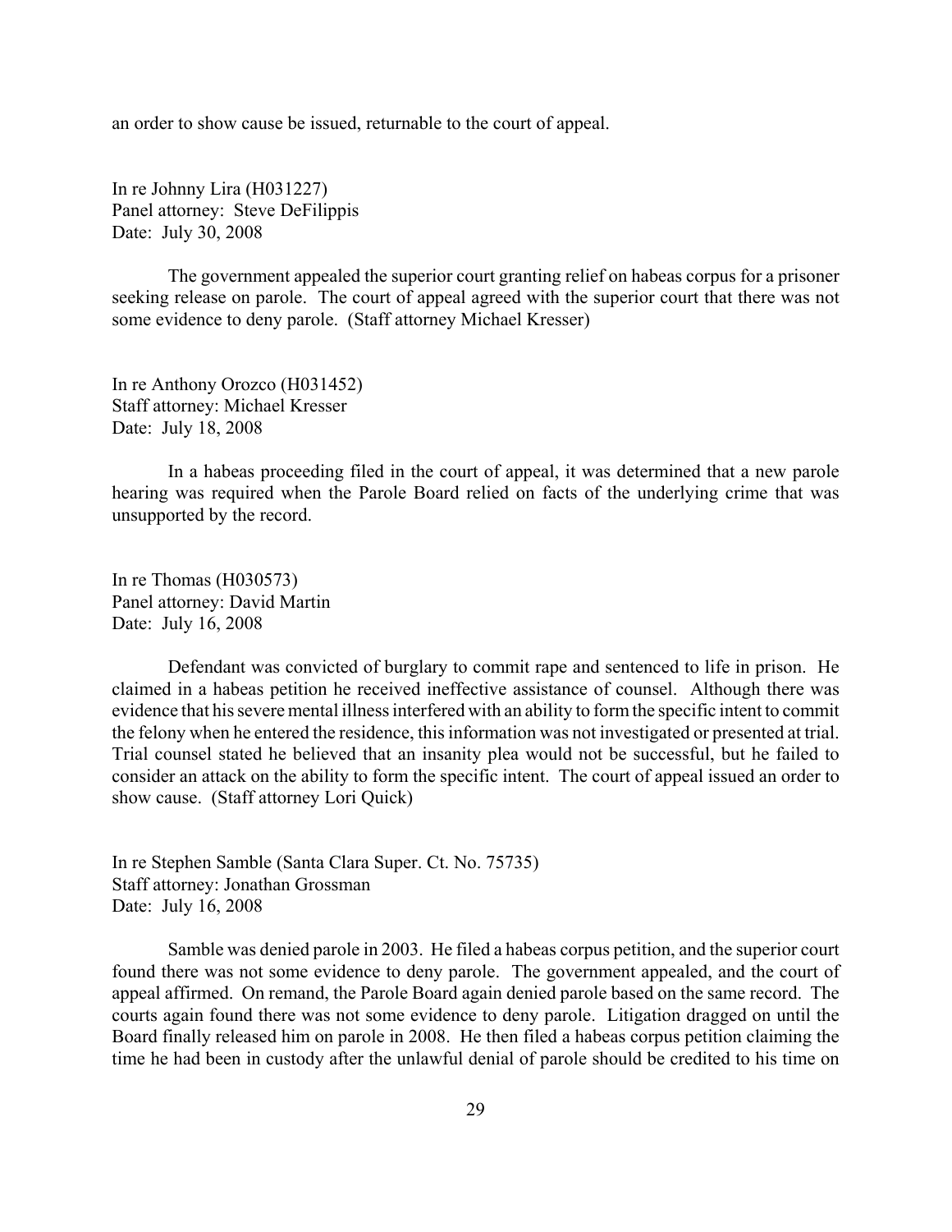an order to show cause be issued, returnable to the court of appeal.

In re Johnny Lira (H031227)
Panel attorney: Steve DeFilippis
Date: July 30, 2008

The government appealed the superior court granting relief on habeas corpus for a prisoner seeking release on parole. The court of appeal agreed with the superior court that there was not some evidence to deny parole. (Staff attorney Michael Kresser)

In re Anthony Orozco (H031452)
Staff attorney: Michael Kresser
Date: July 18, 2008

In a habeas proceeding filed in the court of appeal, it was determined that a new parole hearing was required when the Parole Board relied on facts of the underlying crime that was unsupported by the record.

In re Thomas (H030573)
Panel attorney: David Martin
Date: July 16, 2008

Defendant was convicted of burglary to commit rape and sentenced to life in prison. He claimed in a habeas petition he received ineffective assistance of counsel. Although there was evidence that his severe mental illness interfered with an ability to form the specific intent to commit the felony when he entered the residence, this information was not investigated or presented at trial. Trial counsel stated he believed that an insanity plea would not be successful, but he failed to consider an attack on the ability to form the specific intent. The court of appeal issued an order to show cause. (Staff attorney Lori Quick)

In re Stephen Samble (Santa Clara Super. Ct. No. 75735)
Staff attorney: Jonathan Grossman
Date: July 16, 2008

Samble was denied parole in 2003. He filed a habeas corpus petition, and the superior court found there was not some evidence to deny parole. The government appealed, and the court of appeal affirmed. On remand, the Parole Board again denied parole based on the same record. The courts again found there was not some evidence to deny parole. Litigation dragged on until the Board finally released him on parole in 2008. He then filed a habeas corpus petition claiming the time he had been in custody after the unlawful denial of parole should be credited to his time on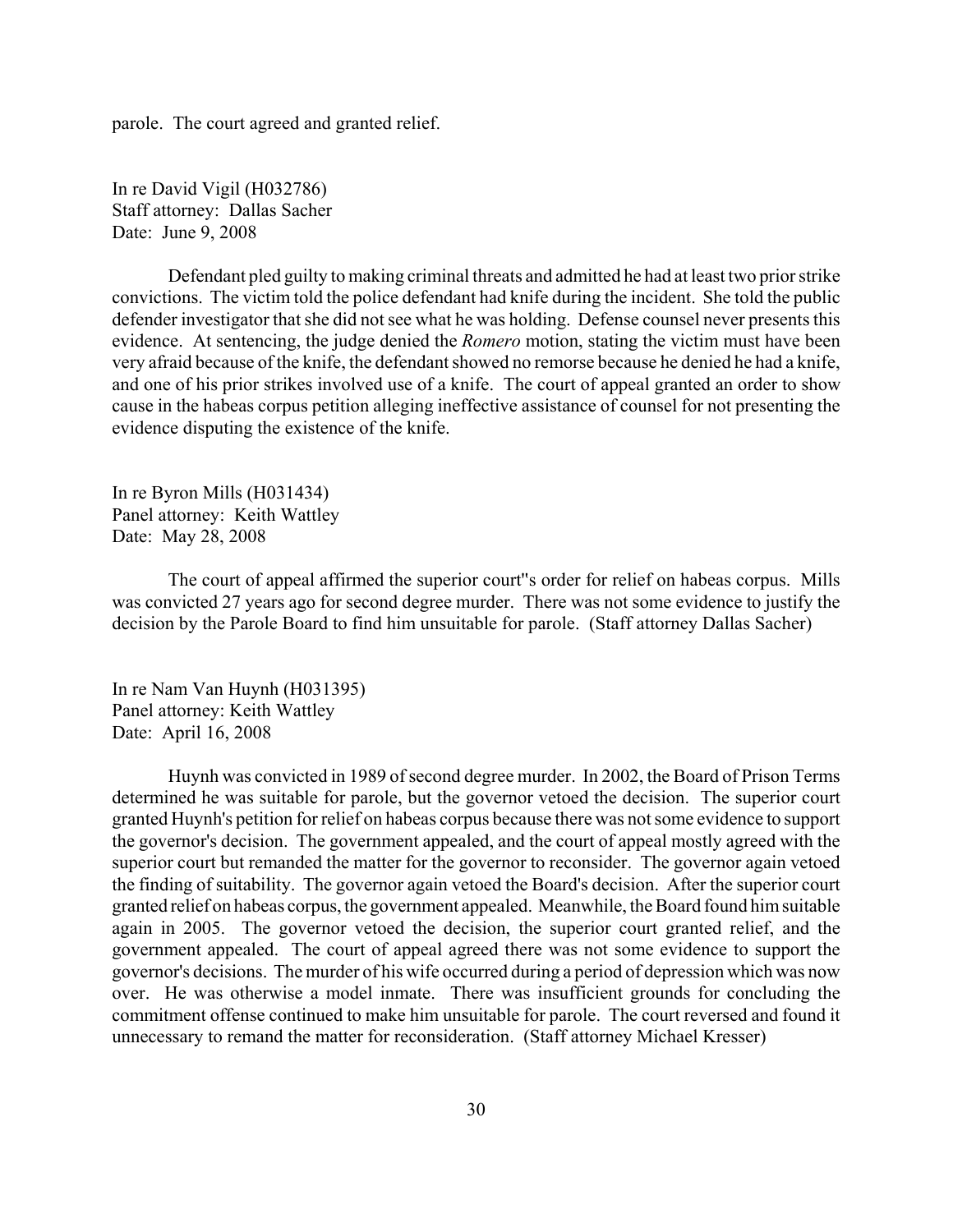parole. The court agreed and granted relief.

In re David Vigil (H032786)
Staff attorney: Dallas Sacher
Date: June 9, 2008

Defendant pled guilty to making criminal threats and admitted he had at least two prior strike convictions. The victim told the police defendant had knife during the incident. She told the public defender investigator that she did not see what he was holding. Defense counsel never presents this evidence. At sentencing, the judge denied the *Romero* motion, stating the victim must have been very afraid because of the knife, the defendant showed no remorse because he denied he had a knife, and one of his prior strikes involved use of a knife. The court of appeal granted an order to show cause in the habeas corpus petition alleging ineffective assistance of counsel for not presenting the evidence disputing the existence of the knife.

In re Byron Mills (H031434)
Panel attorney: Keith Wattley
Date: May 28, 2008

The court of appeal affirmed the superior court''s order for relief on habeas corpus. Mills was convicted 27 years ago for second degree murder. There was not some evidence to justify the decision by the Parole Board to find him unsuitable for parole. (Staff attorney Dallas Sacher)

In re Nam Van Huynh (H031395)
Panel attorney: Keith Wattley
Date: April 16, 2008

Huynh was convicted in 1989 of second degree murder. In 2002, the Board of Prison Terms determined he was suitable for parole, but the governor vetoed the decision. The superior court granted Huynh's petition for relief on habeas corpus because there was not some evidence to support the governor's decision. The government appealed, and the court of appeal mostly agreed with the superior court but remanded the matter for the governor to reconsider. The governor again vetoed the finding of suitability. The governor again vetoed the Board's decision. After the superior court granted relief on habeas corpus, the government appealed. Meanwhile, the Board found him suitable again in 2005. The governor vetoed the decision, the superior court granted relief, and the government appealed. The court of appeal agreed there was not some evidence to support the governor's decisions. The murder of his wife occurred during a period of depression which was now over. He was otherwise a model inmate. There was insufficient grounds for concluding the commitment offense continued to make him unsuitable for parole. The court reversed and found it unnecessary to remand the matter for reconsideration. (Staff attorney Michael Kresser)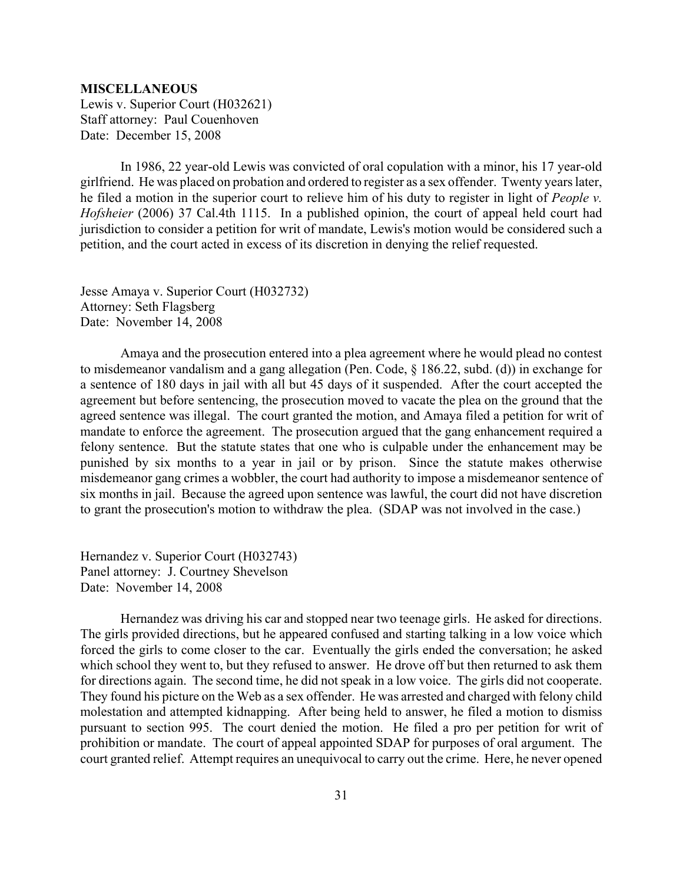**MISCELLANEOUS**

Lewis v. Superior Court (H032621)
Staff attorney: Paul Couenhoven
Date: December 15, 2008

In 1986, 22 year-old Lewis was convicted of oral copulation with a minor, his 17 year-old girlfriend. He was placed on probation and ordered to register as a sex offender. Twenty years later, he filed a motion in the superior court to relieve him of his duty to register in light of *People v. Hofsheier* (2006) 37 Cal.4th 1115. In a published opinion, the court of appeal held court had jurisdiction to consider a petition for writ of mandate, Lewis's motion would be considered such a petition, and the court acted in excess of its discretion in denying the relief requested.

Jesse Amaya v. Superior Court (H032732)
Attorney: Seth Flagsberg
Date: November 14, 2008

Amaya and the prosecution entered into a plea agreement where he would plead no contest to misdemeanor vandalism and a gang allegation (Pen. Code, § 186.22, subd. (d)) in exchange for a sentence of 180 days in jail with all but 45 days of it suspended. After the court accepted the agreement but before sentencing, the prosecution moved to vacate the plea on the ground that the agreed sentence was illegal. The court granted the motion, and Amaya filed a petition for writ of mandate to enforce the agreement. The prosecution argued that the gang enhancement required a felony sentence. But the statute states that one who is culpable under the enhancement may be punished by six months to a year in jail or by prison. Since the statute makes otherwise misdemeanor gang crimes a wobbler, the court had authority to impose a misdemeanor sentence of six months in jail. Because the agreed upon sentence was lawful, the court did not have discretion to grant the prosecution's motion to withdraw the plea. (SDAP was not involved in the case.)

Hernandez v. Superior Court (H032743)
Panel attorney: J. Courtney Shevelson
Date: November 14, 2008

Hernandez was driving his car and stopped near two teenage girls. He asked for directions. The girls provided directions, but he appeared confused and starting talking in a low voice which forced the girls to come closer to the car. Eventually the girls ended the conversation; he asked which school they went to, but they refused to answer. He drove off but then returned to ask them for directions again. The second time, he did not speak in a low voice. The girls did not cooperate. They found his picture on the Web as a sex offender. He was arrested and charged with felony child molestation and attempted kidnapping. After being held to answer, he filed a motion to dismiss pursuant to section 995. The court denied the motion. He filed a pro per petition for writ of prohibition or mandate. The court of appeal appointed SDAP for purposes of oral argument. The court granted relief. Attempt requires an unequivocal to carry out the crime. Here, he never opened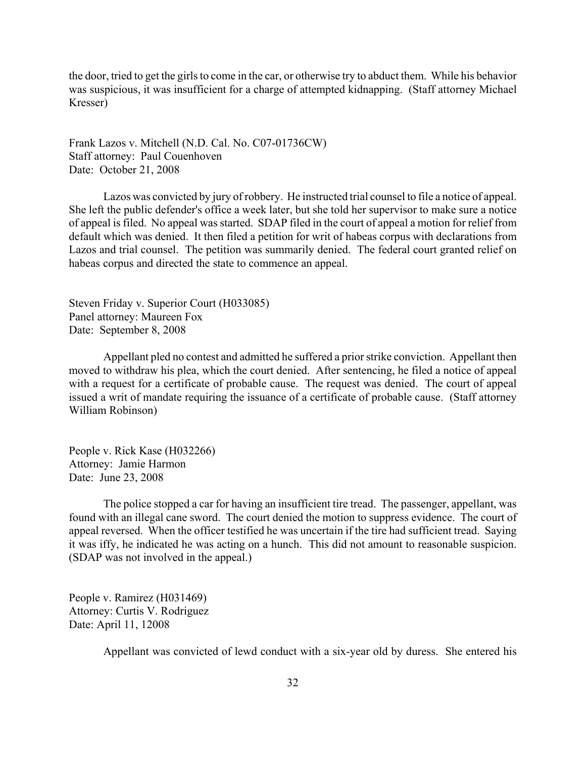the door, tried to get the girls to come in the car, or otherwise try to abduct them. While his behavior was suspicious, it was insufficient for a charge of attempted kidnapping. (Staff attorney Michael Kresser)

Frank Lazos v. Mitchell (N.D. Cal. No. C07-01736CW)
Staff attorney: Paul Couenhoven
Date: October 21, 2008

Lazos was convicted by jury of robbery. He instructed trial counsel to file a notice of appeal. She left the public defender's office a week later, but she told her supervisor to make sure a notice of appeal is filed. No appeal was started. SDAP filed in the court of appeal a motion for relief from default which was denied. It then filed a petition for writ of habeas corpus with declarations from Lazos and trial counsel. The petition was summarily denied. The federal court granted relief on habeas corpus and directed the state to commence an appeal.

Steven Friday v. Superior Court (H033085)
Panel attorney: Maureen Fox
Date: September 8, 2008

Appellant pled no contest and admitted he suffered a prior strike conviction. Appellant then moved to withdraw his plea, which the court denied. After sentencing, he filed a notice of appeal with a request for a certificate of probable cause. The request was denied. The court of appeal issued a writ of mandate requiring the issuance of a certificate of probable cause. (Staff attorney William Robinson)

People v. Rick Kase (H032266)
Attorney: Jamie Harmon
Date: June 23, 2008

The police stopped a car for having an insufficient tire tread. The passenger, appellant, was found with an illegal cane sword. The court denied the motion to suppress evidence. The court of appeal reversed. When the officer testified he was uncertain if the tire had sufficient tread. Saying it was iffy, he indicated he was acting on a hunch. This did not amount to reasonable suspicion. (SDAP was not involved in the appeal.)

People v. Ramirez (H031469)
Attorney: Curtis V. Rodriguez
Date: April 11, 12008

Appellant was convicted of lewd conduct with a six-year old by duress. She entered his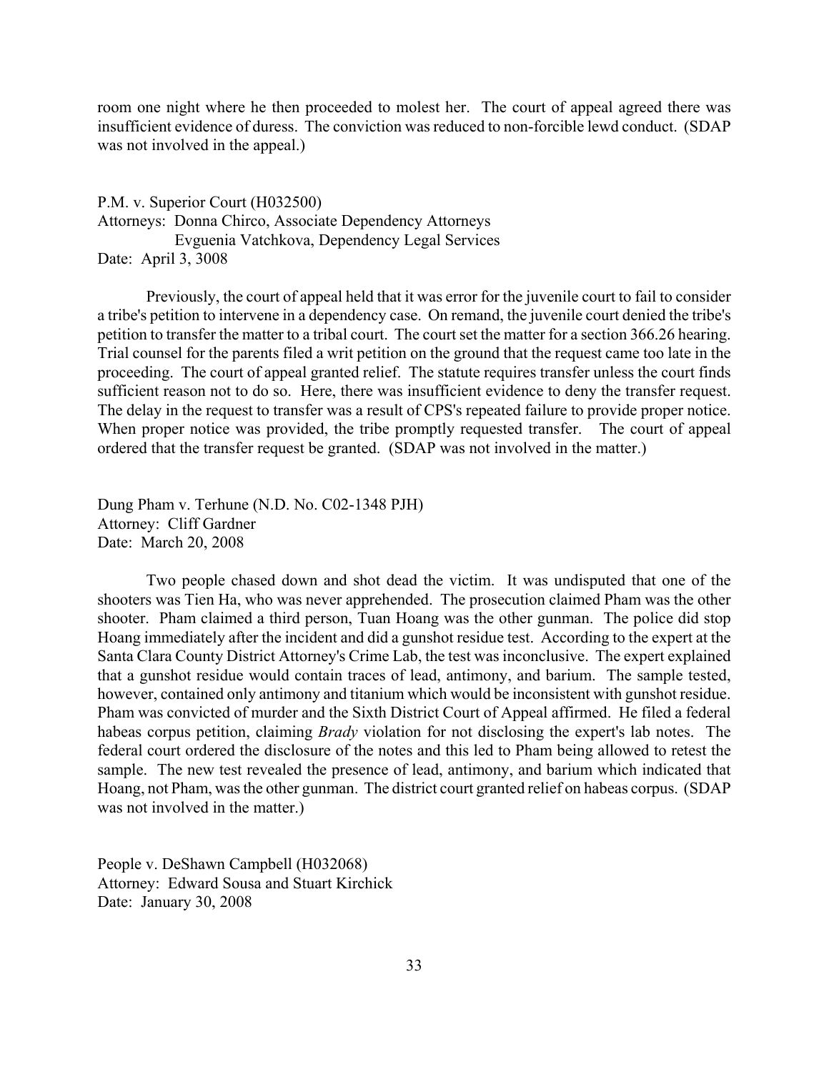room one night where he then proceeded to molest her. The court of appeal agreed there was insufficient evidence of duress. The conviction was reduced to non-forcible lewd conduct. (SDAP was not involved in the appeal.)

P.M. v. Superior Court (H032500)
Attorneys: Donna Chirco, Associate Dependency Attorneys
Evguenia Vatchkova, Dependency Legal Services
Date: April 3, 3008

Previously, the court of appeal held that it was error for the juvenile court to fail to consider a tribe's petition to intervene in a dependency case. On remand, the juvenile court denied the tribe's petition to transfer the matter to a tribal court. The court set the matter for a section 366.26 hearing. Trial counsel for the parents filed a writ petition on the ground that the request came too late in the proceeding. The court of appeal granted relief. The statute requires transfer unless the court finds sufficient reason not to do so. Here, there was insufficient evidence to deny the transfer request. The delay in the request to transfer was a result of CPS's repeated failure to provide proper notice. When proper notice was provided, the tribe promptly requested transfer. The court of appeal ordered that the transfer request be granted. (SDAP was not involved in the matter.)

Dung Pham v. Terhune (N.D. No. C02-1348 PJH)
Attorney: Cliff Gardner
Date: March 20, 2008

Two people chased down and shot dead the victim. It was undisputed that one of the shooters was Tien Ha, who was never apprehended. The prosecution claimed Pham was the other shooter. Pham claimed a third person, Tuan Hoang was the other gunman. The police did stop Hoang immediately after the incident and did a gunshot residue test. According to the expert at the Santa Clara County District Attorney's Crime Lab, the test was inconclusive. The expert explained that a gunshot residue would contain traces of lead, antimony, and barium. The sample tested, however, contained only antimony and titanium which would be inconsistent with gunshot residue. Pham was convicted of murder and the Sixth District Court of Appeal affirmed. He filed a federal habeas corpus petition, claiming *Brady* violation for not disclosing the expert's lab notes. The federal court ordered the disclosure of the notes and this led to Pham being allowed to retest the sample. The new test revealed the presence of lead, antimony, and barium which indicated that Hoang, not Pham, was the other gunman. The district court granted relief on habeas corpus. (SDAP was not involved in the matter.)

People v. DeShawn Campbell (H032068)
Attorney: Edward Sousa and Stuart Kirchick
Date: January 30, 2008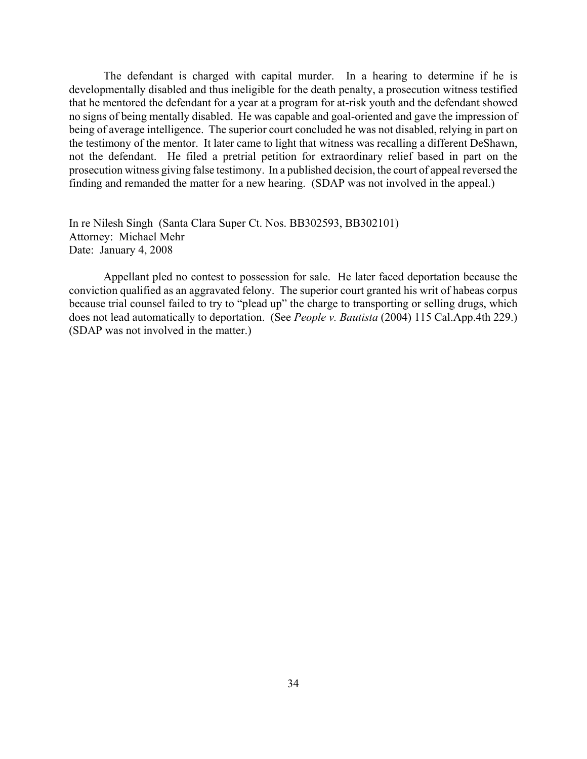The defendant is charged with capital murder. In a hearing to determine if he is developmentally disabled and thus ineligible for the death penalty, a prosecution witness testified that he mentored the defendant for a year at a program for at-risk youth and the defendant showed no signs of being mentally disabled. He was capable and goal-oriented and gave the impression of being of average intelligence. The superior court concluded he was not disabled, relying in part on the testimony of the mentor. It later came to light that witness was recalling a different DeShawn, not the defendant. He filed a pretrial petition for extraordinary relief based in part on the prosecution witness giving false testimony. In a published decision, the court of appeal reversed the finding and remanded the matter for a new hearing. (SDAP was not involved in the appeal.)

In re Nilesh Singh (Santa Clara Super Ct. Nos. BB302593, BB302101)
Attorney: Michael Mehr
Date: January 4, 2008

Appellant pled no contest to possession for sale. He later faced deportation because the conviction qualified as an aggravated felony. The superior court granted his writ of habeas corpus because trial counsel failed to try to "plead up" the charge to transporting or selling drugs, which does not lead automatically to deportation. (See *People v. Bautista* (2004) 115 Cal.App.4th 229.) (SDAP was not involved in the matter.)